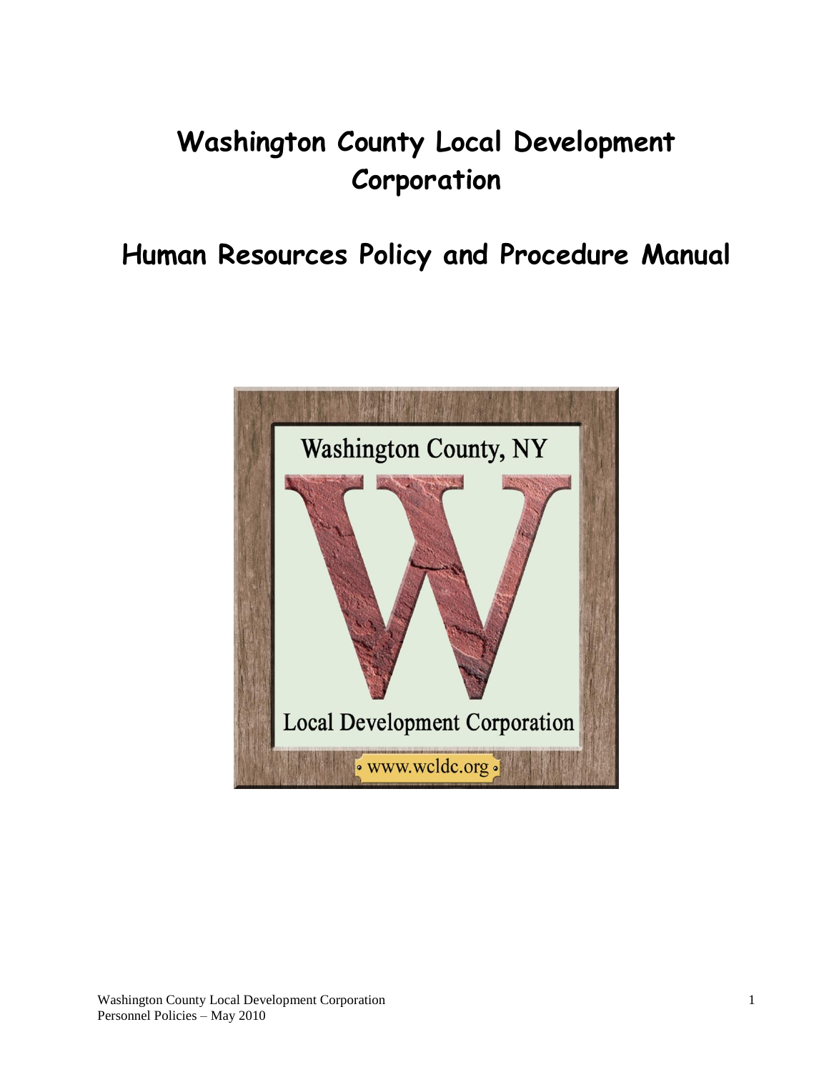# Washington County Local Development Corporation

## Human Resources Policy and Procedure Manual

Washington County, NY

Local Development Corporation

www.wcldc.org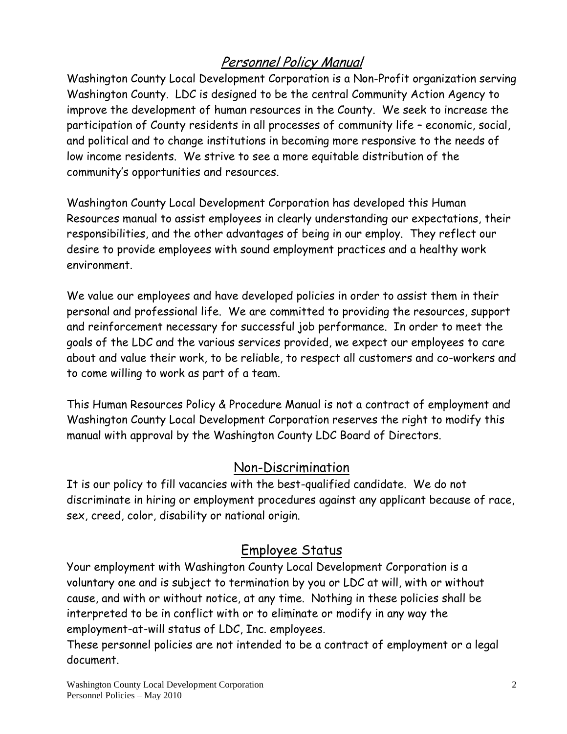# *Personnel Policy Manual*

Washington County Local Development Corporation is a Non-Profit organization serving Washington County. LDC is designed to be the central Community Action Agency to improve the development of human resources in the County. We seek to increase the participation of County residents in all processes of community life – economic, social, and political and to change institutions in becoming more responsive to the needs of low income residents. We strive to see a more equitable distribution of the community's opportunities and resources.

Washington County Local Development Corporation has developed this Human Resources manual to assist employees in clearly understanding our expectations, their responsibilities, and the other advantages of being in our employ. They reflect our desire to provide employees with sound employment practices and a healthy work environment.

We value our employees and have developed policies in order to assist them in their personal and professional life. We are committed to providing the resources, support and reinforcement necessary for successful job performance. In order to meet the goals of the LDC and the various services provided, we expect our employees to care about and value their work, to be reliable, to respect all customers and co-workers and to come willing to work as part of a team.

This Human Resources Policy & Procedure Manual is not a contract of employment and Washington County Local Development Corporation reserves the right to modify this manual with approval by the Washington County LDC Board of Directors.

## Non-Discrimination

It is our policy to fill vacancies with the best-qualified candidate. We do not discriminate in hiring or employment procedures against any applicant because of race, sex, creed, color, disability or national origin.

## Employee Status

Your employment with Washington County Local Development Corporation is a voluntary one and is subject to termination by you or LDC at will, with or without cause, and with or without notice, at any time. Nothing in these policies shall be interpreted to be in conflict with or to eliminate or modify in any way the employment-at-will status of LDC, Inc. employees.

These personnel policies are not intended to be a contract of employment or a legal document.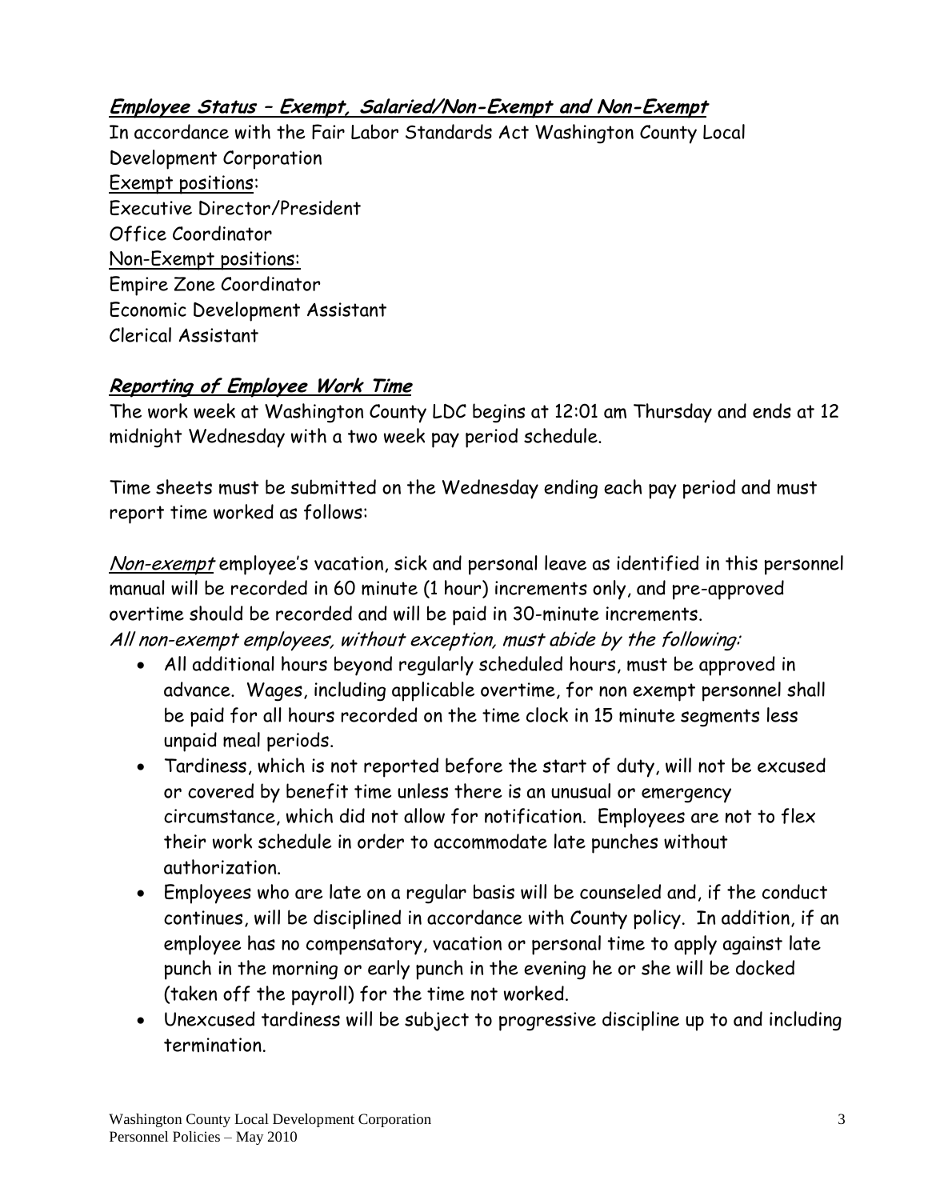## ***Employee Status – Exempt, Salaried/Non-Exempt and Non-Exempt***

In accordance with the Fair Labor Standards Act Washington County Local Development Corporation

Exempt positions:

Executive Director/President

Office Coordinator

Non-Exempt positions:

Empire Zone Coordinator

Economic Development Assistant

Clerical Assistant

## ***Reporting of Employee Work Time***

The work week at Washington County LDC begins at 12:01 am Thursday and ends at 12 midnight Wednesday with a two week pay period schedule.

Time sheets must be submitted on the Wednesday ending each pay period and must report time worked as follows:

*Non-exempt* employee's vacation, sick and personal leave as identified in this personnel manual will be recorded in 60 minute (1 hour) increments only, and pre-approved overtime should be recorded and will be paid in 30-minute increments.

*All non-exempt employees, without exception, must abide by the following:*

- All additional hours beyond regularly scheduled hours, must be approved in advance. Wages, including applicable overtime, for non exempt personnel shall be paid for all hours recorded on the time clock in 15 minute segments less unpaid meal periods.
- Tardiness, which is not reported before the start of duty, will not be excused or covered by benefit time unless there is an unusual or emergency circumstance, which did not allow for notification. Employees are not to flex their work schedule in order to accommodate late punches without authorization.
- Employees who are late on a regular basis will be counseled and, if the conduct continues, will be disciplined in accordance with County policy. In addition, if an employee has no compensatory, vacation or personal time to apply against late punch in the morning or early punch in the evening he or she will be docked (taken off the payroll) for the time not worked.
- Unexcused tardiness will be subject to progressive discipline up to and including termination.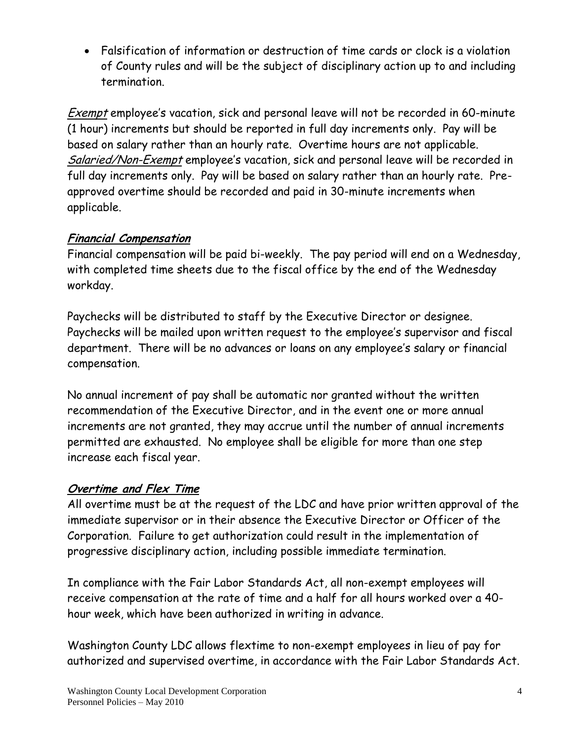- Falsification of information or destruction of time cards or clock is a violation of County rules and will be the subject of disciplinary action up to and including termination.

*Exempt* employee's vacation, sick and personal leave will not be recorded in 60-minute (1 hour) increments but should be reported in full day increments only. Pay will be based on salary rather than an hourly rate. Overtime hours are not applicable. *Salaried/Non-Exempt* employee's vacation, sick and personal leave will be recorded in full day increments only. Pay will be based on salary rather than an hourly rate. Pre-approved overtime should be recorded and paid in 30-minute increments when applicable.

## ***Financial Compensation***

Financial compensation will be paid bi-weekly. The pay period will end on a Wednesday, with completed time sheets due to the fiscal office by the end of the Wednesday workday.

Paychecks will be distributed to staff by the Executive Director or designee. Paychecks will be mailed upon written request to the employee's supervisor and fiscal department. There will be no advances or loans on any employee's salary or financial compensation.

No annual increment of pay shall be automatic nor granted without the written recommendation of the Executive Director, and in the event one or more annual increments are not granted, they may accrue until the number of annual increments permitted are exhausted. No employee shall be eligible for more than one step increase each fiscal year.

## ***Overtime and Flex Time***

All overtime must be at the request of the LDC and have prior written approval of the immediate supervisor or in their absence the Executive Director or Officer of the Corporation. Failure to get authorization could result in the implementation of progressive disciplinary action, including possible immediate termination.

In compliance with the Fair Labor Standards Act, all non-exempt employees will receive compensation at the rate of time and a half for all hours worked over a 40-hour week, which have been authorized in writing in advance.

Washington County LDC allows flextime to non-exempt employees in lieu of pay for authorized and supervised overtime, in accordance with the Fair Labor Standards Act.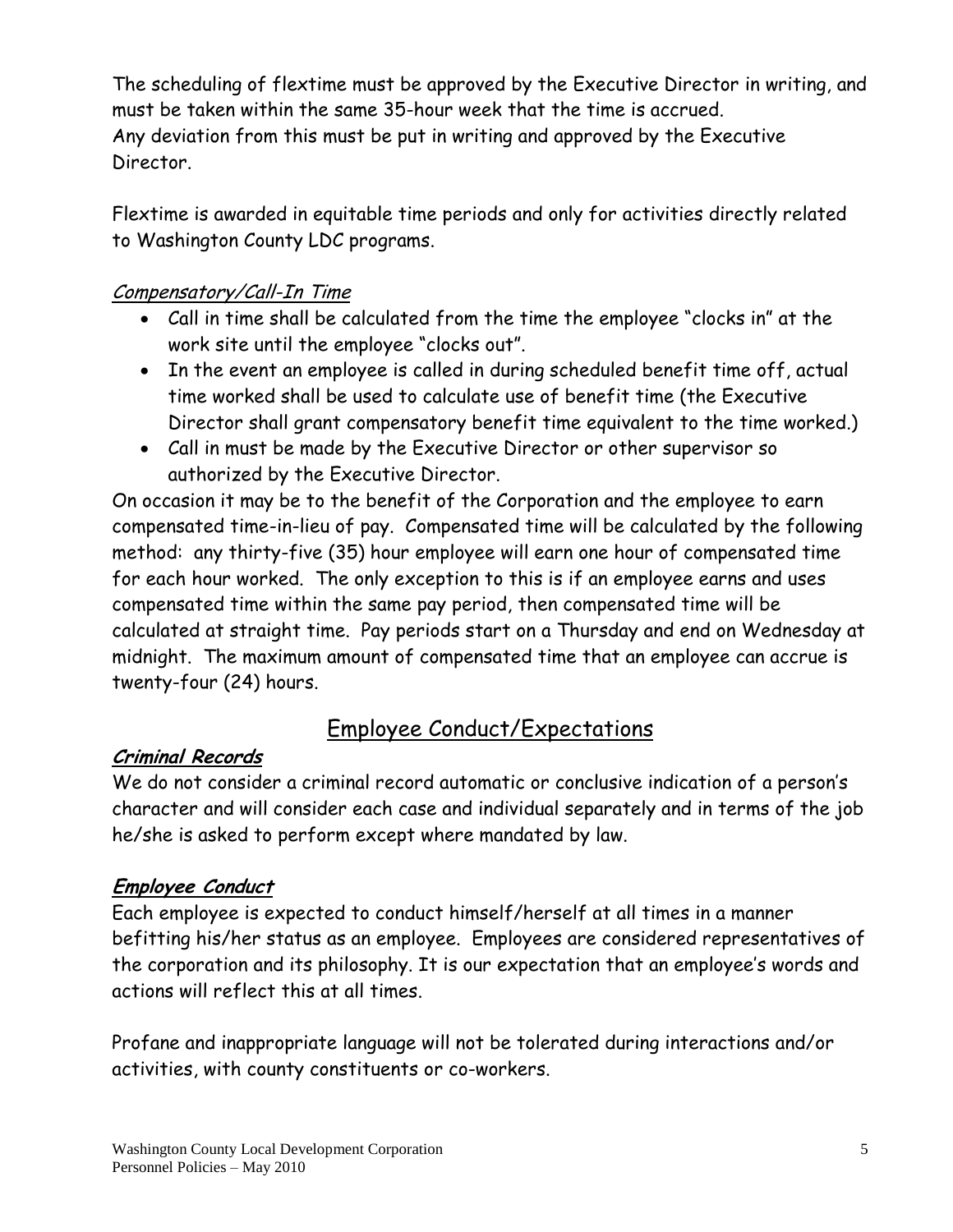The scheduling of flextime must be approved by the Executive Director in writing, and must be taken within the same 35-hour week that the time is accrued.
Any deviation from this must be put in writing and approved by the Executive Director.

Flextime is awarded in equitable time periods and only for activities directly related to Washington County LDC programs.

*Compensatory/Call-In Time*

- Call in time shall be calculated from the time the employee "clocks in" at the work site until the employee "clocks out".
- In the event an employee is called in during scheduled benefit time off, actual time worked shall be used to calculate use of benefit time (the Executive Director shall grant compensatory benefit time equivalent to the time worked.)
- Call in must be made by the Executive Director or other supervisor so authorized by the Executive Director.

On occasion it may be to the benefit of the Corporation and the employee to earn compensated time-in-lieu of pay. Compensated time will be calculated by the following method: any thirty-five (35) hour employee will earn one hour of compensated time for each hour worked. The only exception to this is if an employee earns and uses compensated time within the same pay period, then compensated time will be calculated at straight time. Pay periods start on a Thursday and end on Wednesday at midnight. The maximum amount of compensated time that an employee can accrue is twenty-four (24) hours.

## Employee Conduct/Expectations

***Criminal Records***

We do not consider a criminal record automatic or conclusive indication of a person's character and will consider each case and individual separately and in terms of the job he/she is asked to perform except where mandated by law.

***Employee Conduct***

Each employee is expected to conduct himself/herself at all times in a manner befitting his/her status as an employee. Employees are considered representatives of the corporation and its philosophy. It is our expectation that an employee's words and actions will reflect this at all times.

Profane and inappropriate language will not be tolerated during interactions and/or activities, with county constituents or co-workers.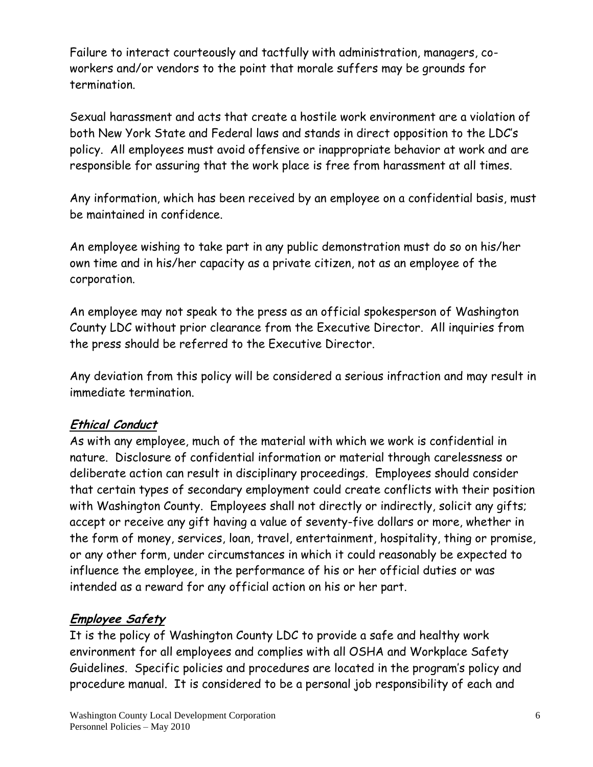Failure to interact courteously and tactfully with administration, managers, co-workers and/or vendors to the point that morale suffers may be grounds for termination.

Sexual harassment and acts that create a hostile work environment are a violation of both New York State and Federal laws and stands in direct opposition to the LDC's policy. All employees must avoid offensive or inappropriate behavior at work and are responsible for assuring that the work place is free from harassment at all times.

Any information, which has been received by an employee on a confidential basis, must be maintained in confidence.

An employee wishing to take part in any public demonstration must do so on his/her own time and in his/her capacity as a private citizen, not as an employee of the corporation.

An employee may not speak to the press as an official spokesperson of Washington County LDC without prior clearance from the Executive Director. All inquiries from the press should be referred to the Executive Director.

Any deviation from this policy will be considered a serious infraction and may result in immediate termination.

## ***Ethical Conduct***

As with any employee, much of the material with which we work is confidential in nature. Disclosure of confidential information or material through carelessness or deliberate action can result in disciplinary proceedings. Employees should consider that certain types of secondary employment could create conflicts with their position with Washington County. Employees shall not directly or indirectly, solicit any gifts; accept or receive any gift having a value of seventy-five dollars or more, whether in the form of money, services, loan, travel, entertainment, hospitality, thing or promise, or any other form, under circumstances in which it could reasonably be expected to influence the employee, in the performance of his or her official duties or was intended as a reward for any official action on his or her part.

## ***Employee Safety***

It is the policy of Washington County LDC to provide a safe and healthy work environment for all employees and complies with all OSHA and Workplace Safety Guidelines. Specific policies and procedures are located in the program's policy and procedure manual. It is considered to be a personal job responsibility of each and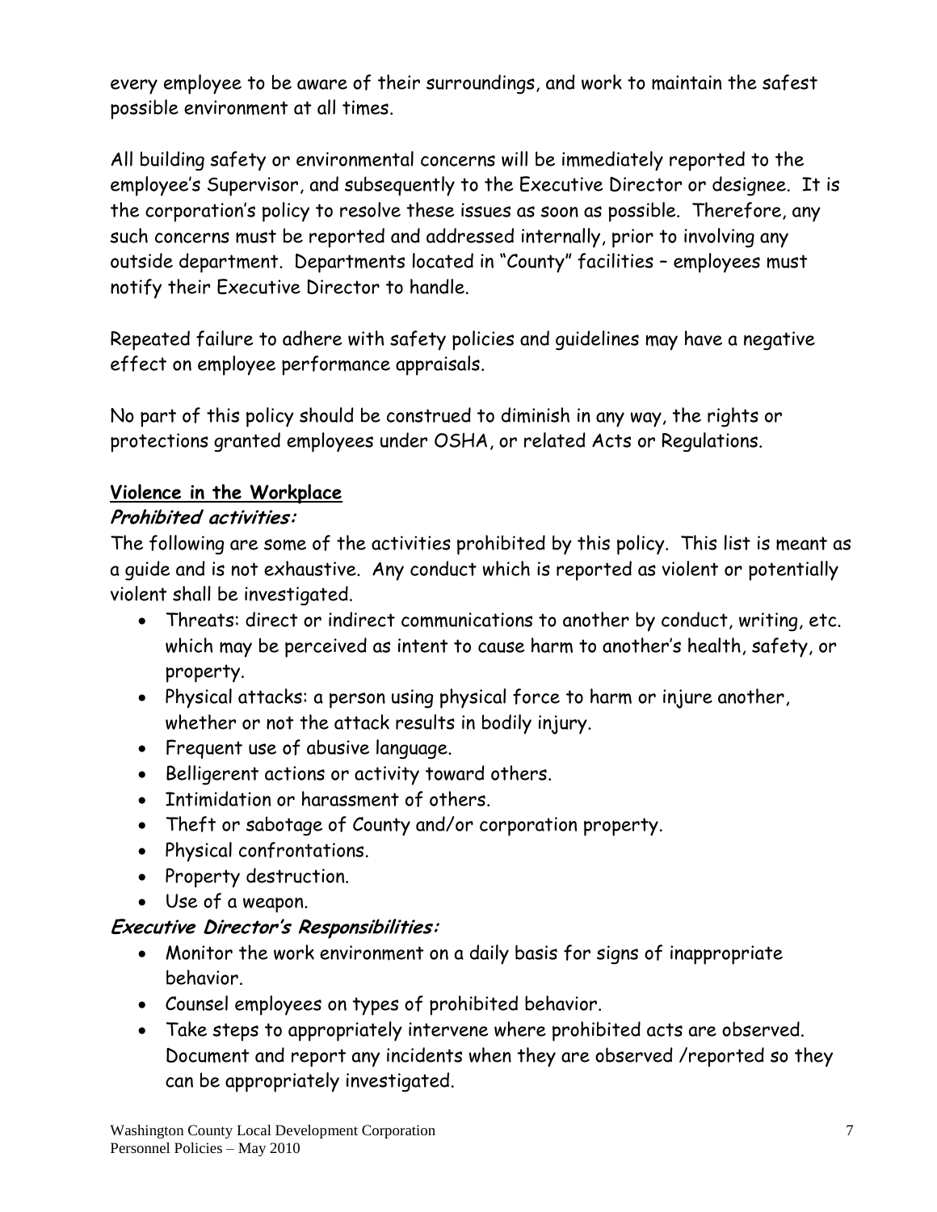every employee to be aware of their surroundings, and work to maintain the safest possible environment at all times.

All building safety or environmental concerns will be immediately reported to the employee's Supervisor, and subsequently to the Executive Director or designee. It is the corporation's policy to resolve these issues as soon as possible. Therefore, any such concerns must be reported and addressed internally, prior to involving any outside department. Departments located in "County" facilities – employees must notify their Executive Director to handle.

Repeated failure to adhere with safety policies and guidelines may have a negative effect on employee performance appraisals.

No part of this policy should be construed to diminish in any way, the rights or protections granted employees under OSHA, or related Acts or Regulations.

## Violence in the Workplace

### *Prohibited activities:*

The following are some of the activities prohibited by this policy. This list is meant as a guide and is not exhaustive. Any conduct which is reported as violent or potentially violent shall be investigated.

- Threats: direct or indirect communications to another by conduct, writing, etc. which may be perceived as intent to cause harm to another's health, safety, or property.
- Physical attacks: a person using physical force to harm or injure another, whether or not the attack results in bodily injury.
- Frequent use of abusive language.
- Belligerent actions or activity toward others.
- Intimidation or harassment of others.
- Theft or sabotage of County and/or corporation property.
- Physical confrontations.
- Property destruction.
- Use of a weapon.

### *Executive Director's Responsibilities:*

- Monitor the work environment on a daily basis for signs of inappropriate behavior.
- Counsel employees on types of prohibited behavior.
- Take steps to appropriately intervene where prohibited acts are observed. Document and report any incidents when they are observed /reported so they can be appropriately investigated.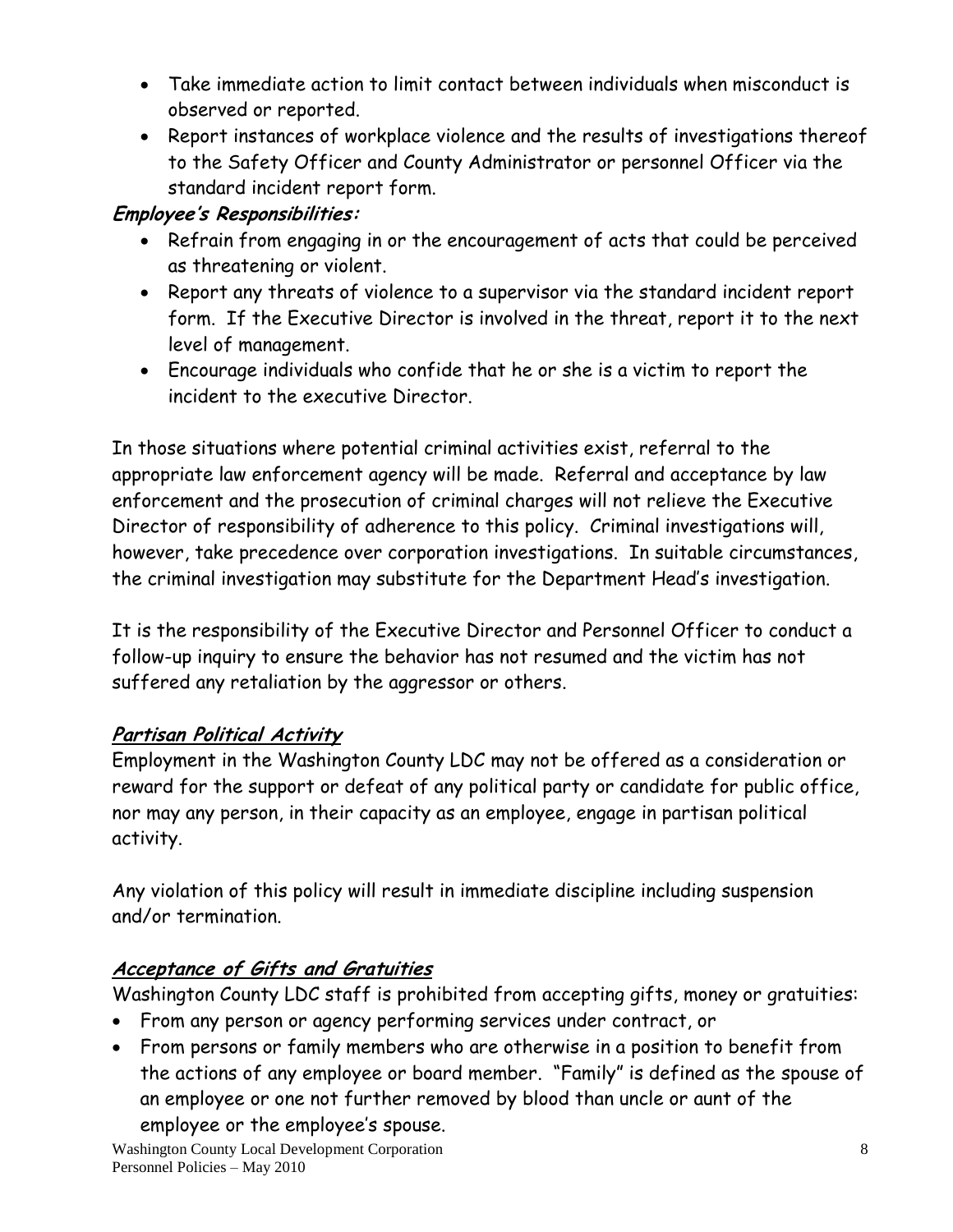- Take immediate action to limit contact between individuals when misconduct is observed or reported.
- Report instances of workplace violence and the results of investigations thereof to the Safety Officer and County Administrator or personnel Officer via the standard incident report form.

***Employee's Responsibilities:***

- Refrain from engaging in or the encouragement of acts that could be perceived as threatening or violent.
- Report any threats of violence to a supervisor via the standard incident report form. If the Executive Director is involved in the threat, report it to the next level of management.
- Encourage individuals who confide that he or she is a victim to report the incident to the executive Director.

In those situations where potential criminal activities exist, referral to the appropriate law enforcement agency will be made. Referral and acceptance by law enforcement and the prosecution of criminal charges will not relieve the Executive Director of responsibility of adherence to this policy. Criminal investigations will, however, take precedence over corporation investigations. In suitable circumstances, the criminal investigation may substitute for the Department Head's investigation.

It is the responsibility of the Executive Director and Personnel Officer to conduct a follow-up inquiry to ensure the behavior has not resumed and the victim has not suffered any retaliation by the aggressor or others.

## ***Partisan Political Activity***

Employment in the Washington County LDC may not be offered as a consideration or reward for the support or defeat of any political party or candidate for public office, nor may any person, in their capacity as an employee, engage in partisan political activity.

Any violation of this policy will result in immediate discipline including suspension and/or termination.

## ***Acceptance of Gifts and Gratuities***

Washington County LDC staff is prohibited from accepting gifts, money or gratuities:

- From any person or agency performing services under contract, or
- From persons or family members who are otherwise in a position to benefit from the actions of any employee or board member. "Family" is defined as the spouse of an employee or one not further removed by blood than uncle or aunt of the employee or the employee's spouse.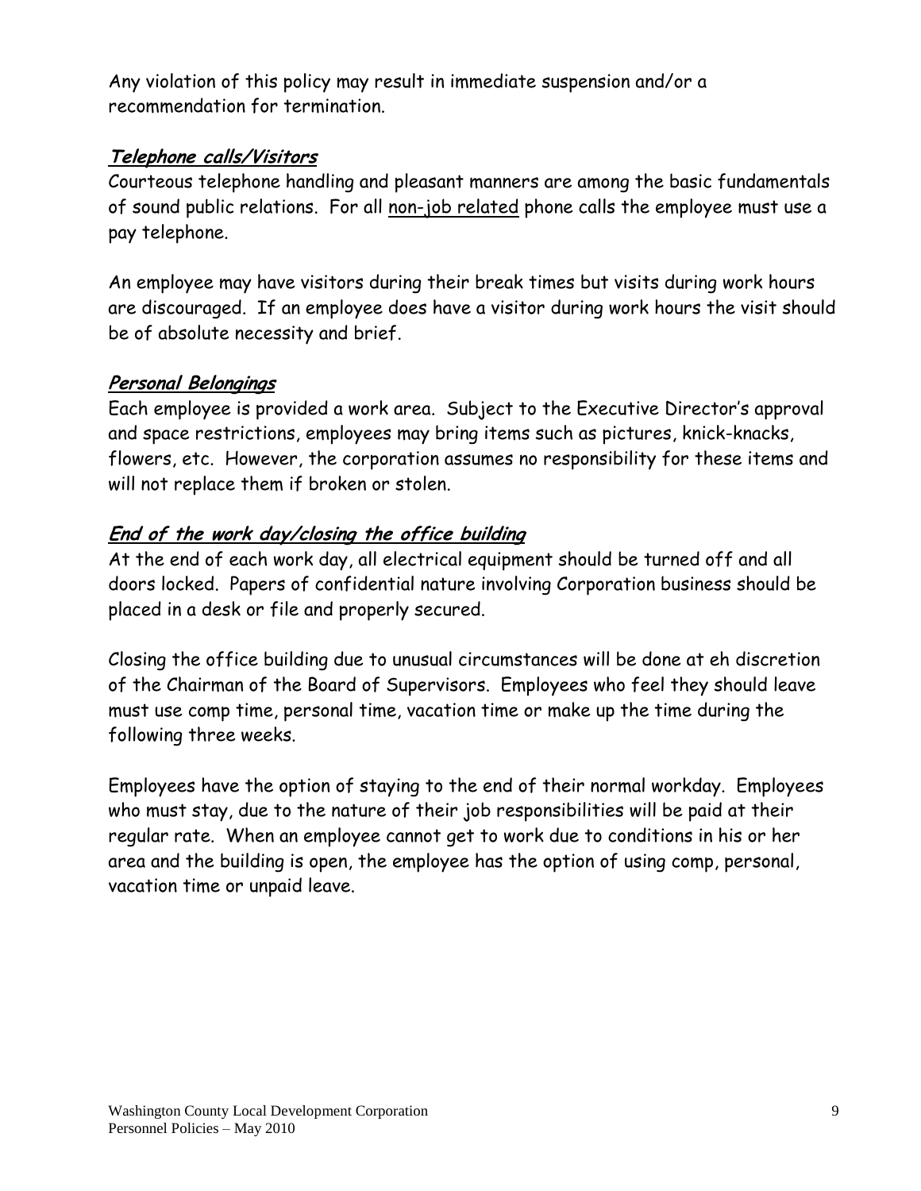Any violation of this policy may result in immediate suspension and/or a recommendation for termination.

### ***Telephone calls/Visitors***

Courteous telephone handling and pleasant manners are among the basic fundamentals of sound public relations. For all non-job related phone calls the employee must use a pay telephone.

An employee may have visitors during their break times but visits during work hours are discouraged. If an employee does have a visitor during work hours the visit should be of absolute necessity and brief.

### ***Personal Belongings***

Each employee is provided a work area. Subject to the Executive Director's approval and space restrictions, employees may bring items such as pictures, knick-knacks, flowers, etc. However, the corporation assumes no responsibility for these items and will not replace them if broken or stolen.

### ***End of the work day/closing the office building***

At the end of each work day, all electrical equipment should be turned off and all doors locked. Papers of confidential nature involving Corporation business should be placed in a desk or file and properly secured.

Closing the office building due to unusual circumstances will be done at eh discretion of the Chairman of the Board of Supervisors. Employees who feel they should leave must use comp time, personal time, vacation time or make up the time during the following three weeks.

Employees have the option of staying to the end of their normal workday. Employees who must stay, due to the nature of their job responsibilities will be paid at their regular rate. When an employee cannot get to work due to conditions in his or her area and the building is open, the employee has the option of using comp, personal, vacation time or unpaid leave.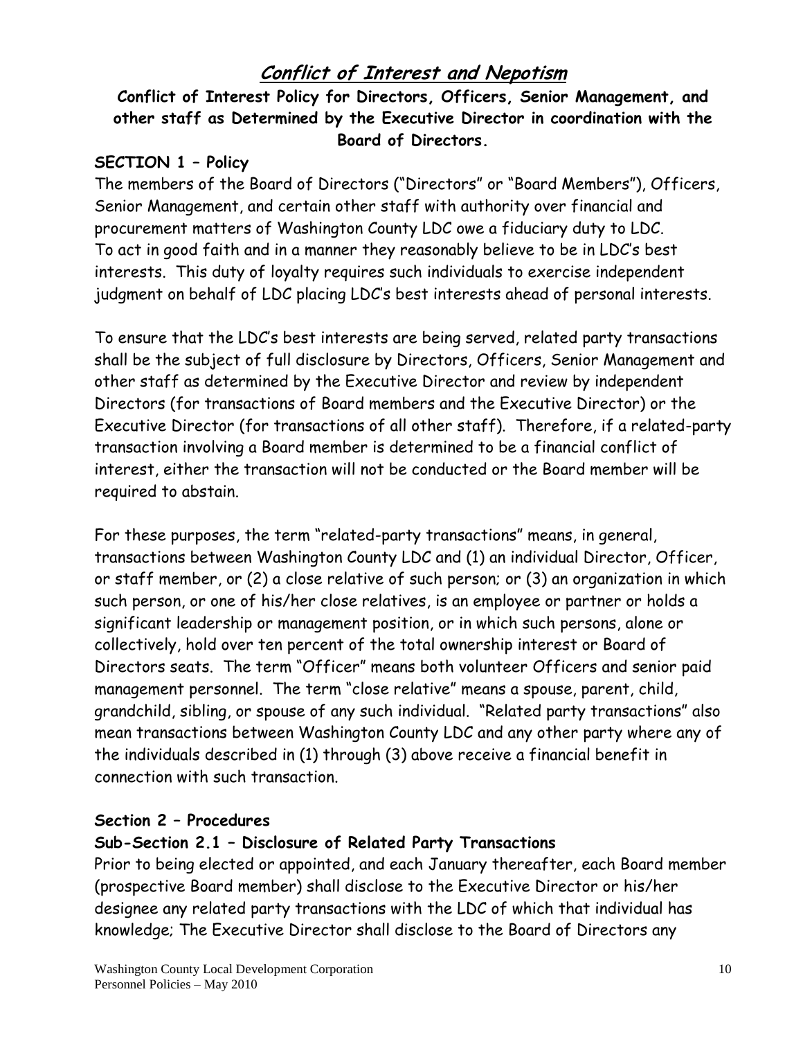# *Conflict of Interest and Nepotism*

**Conflict of Interest Policy for Directors, Officers, Senior Management, and other staff as Determined by the Executive Director in coordination with the Board of Directors.**

### SECTION 1 – Policy

The members of the Board of Directors ("Directors" or "Board Members"), Officers, Senior Management, and certain other staff with authority over financial and procurement matters of Washington County LDC owe a fiduciary duty to LDC. To act in good faith and in a manner they reasonably believe to be in LDC's best interests. This duty of loyalty requires such individuals to exercise independent judgment on behalf of LDC placing LDC's best interests ahead of personal interests.

To ensure that the LDC's best interests are being served, related party transactions shall be the subject of full disclosure by Directors, Officers, Senior Management and other staff as determined by the Executive Director and review by independent Directors (for transactions of Board members and the Executive Director) or the Executive Director (for transactions of all other staff). Therefore, if a related-party transaction involving a Board member is determined to be a financial conflict of interest, either the transaction will not be conducted or the Board member will be required to abstain.

For these purposes, the term "related-party transactions" means, in general, transactions between Washington County LDC and (1) an individual Director, Officer, or staff member, or (2) a close relative of such person; or (3) an organization in which such person, or one of his/her close relatives, is an employee or partner or holds a significant leadership or management position, or in which such persons, alone or collectively, hold over ten percent of the total ownership interest or Board of Directors seats. The term "Officer" means both volunteer Officers and senior paid management personnel. The term "close relative" means a spouse, parent, child, grandchild, sibling, or spouse of any such individual. "Related party transactions" also mean transactions between Washington County LDC and any other party where any of the individuals described in (1) through (3) above receive a financial benefit in connection with such transaction.

### Section 2 – Procedures

#### Sub-Section 2.1 – Disclosure of Related Party Transactions

Prior to being elected or appointed, and each January thereafter, each Board member (prospective Board member) shall disclose to the Executive Director or his/her designee any related party transactions with the LDC of which that individual has knowledge; The Executive Director shall disclose to the Board of Directors any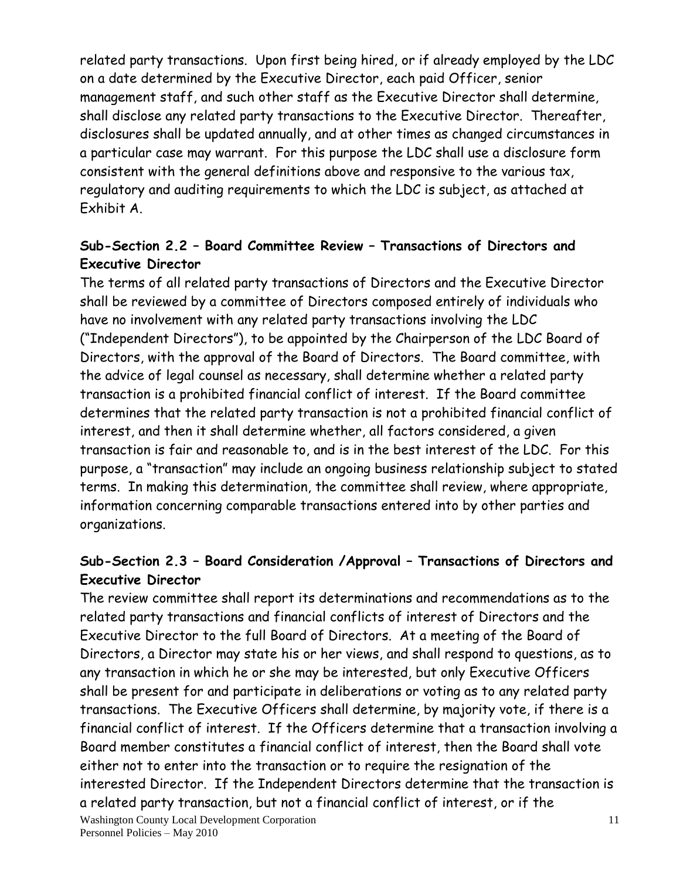related party transactions. Upon first being hired, or if already employed by the LDC on a date determined by the Executive Director, each paid Officer, senior management staff, and such other staff as the Executive Director shall determine, shall disclose any related party transactions to the Executive Director. Thereafter, disclosures shall be updated annually, and at other times as changed circumstances in a particular case may warrant. For this purpose the LDC shall use a disclosure form consistent with the general definitions above and responsive to the various tax, regulatory and auditing requirements to which the LDC is subject, as attached at Exhibit A.

### Sub-Section 2.2 – Board Committee Review – Transactions of Directors and Executive Director

The terms of all related party transactions of Directors and the Executive Director shall be reviewed by a committee of Directors composed entirely of individuals who have no involvement with any related party transactions involving the LDC ("Independent Directors"), to be appointed by the Chairperson of the LDC Board of Directors, with the approval of the Board of Directors. The Board committee, with the advice of legal counsel as necessary, shall determine whether a related party transaction is a prohibited financial conflict of interest. If the Board committee determines that the related party transaction is not a prohibited financial conflict of interest, and then it shall determine whether, all factors considered, a given transaction is fair and reasonable to, and is in the best interest of the LDC. For this purpose, a "transaction" may include an ongoing business relationship subject to stated terms. In making this determination, the committee shall review, where appropriate, information concerning comparable transactions entered into by other parties and organizations.

### Sub-Section 2.3 – Board Consideration /Approval – Transactions of Directors and Executive Director

The review committee shall report its determinations and recommendations as to the related party transactions and financial conflicts of interest of Directors and the Executive Director to the full Board of Directors. At a meeting of the Board of Directors, a Director may state his or her views, and shall respond to questions, as to any transaction in which he or she may be interested, but only Executive Officers shall be present for and participate in deliberations or voting as to any related party transactions. The Executive Officers shall determine, by majority vote, if there is a financial conflict of interest. If the Officers determine that a transaction involving a Board member constitutes a financial conflict of interest, then the Board shall vote either not to enter into the transaction or to require the resignation of the interested Director. If the Independent Directors determine that the transaction is a related party transaction, but not a financial conflict of interest, or if the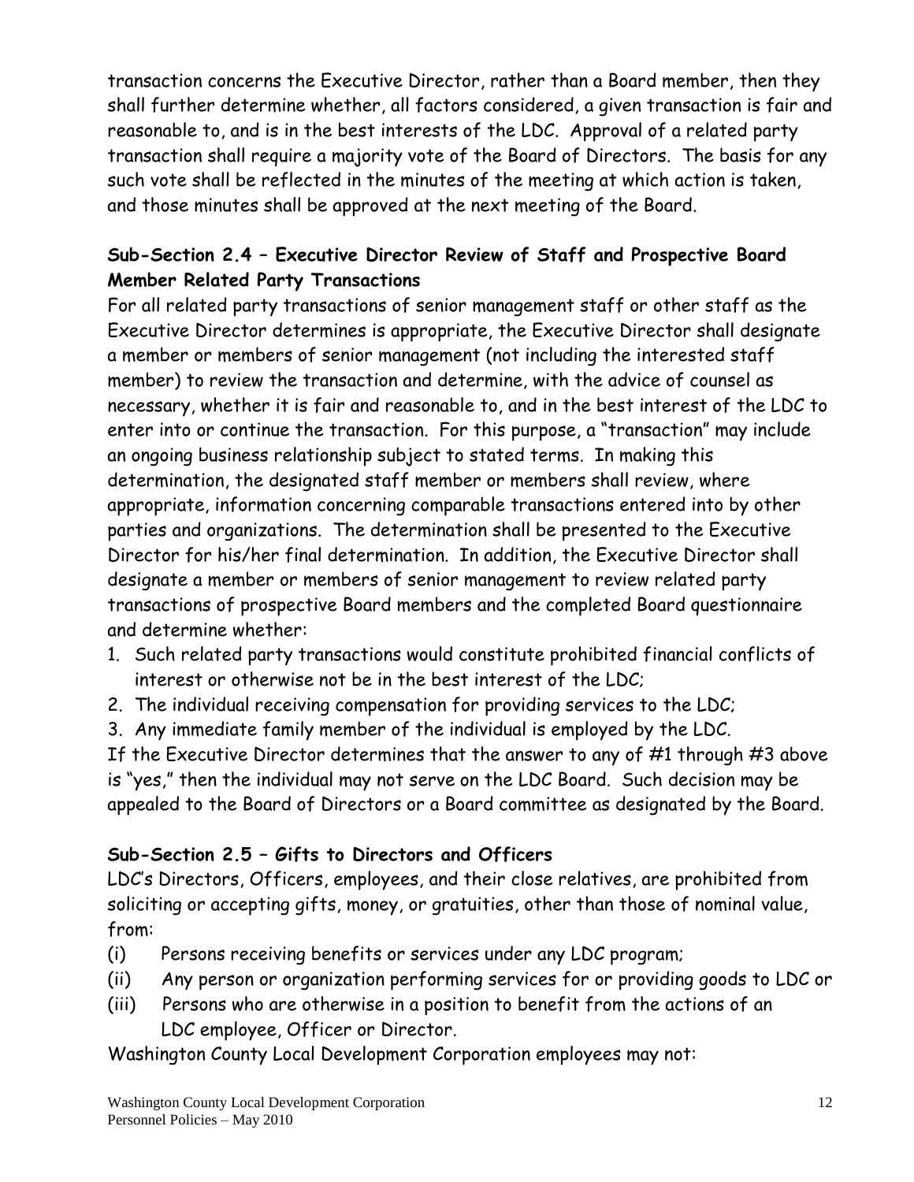transaction concerns the Executive Director, rather than a Board member, then they shall further determine whether, all factors considered, a given transaction is fair and reasonable to, and is in the best interests of the LDC. Approval of a related party transaction shall require a majority vote of the Board of Directors. The basis for any such vote shall be reflected in the minutes of the meeting at which action is taken, and those minutes shall be approved at the next meeting of the Board.

### Sub-Section 2.4 – Executive Director Review of Staff and Prospective Board Member Related Party Transactions

For all related party transactions of senior management staff or other staff as the Executive Director determines is appropriate, the Executive Director shall designate a member or members of senior management (not including the interested staff member) to review the transaction and determine, with the advice of counsel as necessary, whether it is fair and reasonable to, and in the best interest of the LDC to enter into or continue the transaction. For this purpose, a "transaction" may include an ongoing business relationship subject to stated terms. In making this determination, the designated staff member or members shall review, where appropriate, information concerning comparable transactions entered into by other parties and organizations. The determination shall be presented to the Executive Director for his/her final determination. In addition, the Executive Director shall designate a member or members of senior management to review related party transactions of prospective Board members and the completed Board questionnaire and determine whether:

1. Such related party transactions would constitute prohibited financial conflicts of interest or otherwise not be in the best interest of the LDC;
2. The individual receiving compensation for providing services to the LDC;
3. Any immediate family member of the individual is employed by the LDC.

If the Executive Director determines that the answer to any of #1 through #3 above is "yes," then the individual may not serve on the LDC Board. Such decision may be appealed to the Board of Directors or a Board committee as designated by the Board.

### Sub-Section 2.5 – Gifts to Directors and Officers

LDC's Directors, Officers, employees, and their close relatives, are prohibited from soliciting or accepting gifts, money, or gratuities, other than those of nominal value, from:

(i) Persons receiving benefits or services under any LDC program;
(ii) Any person or organization performing services for or providing goods to LDC or
(iii) Persons who are otherwise in a position to benefit from the actions of an LDC employee, Officer or Director.

Washington County Local Development Corporation employees may not: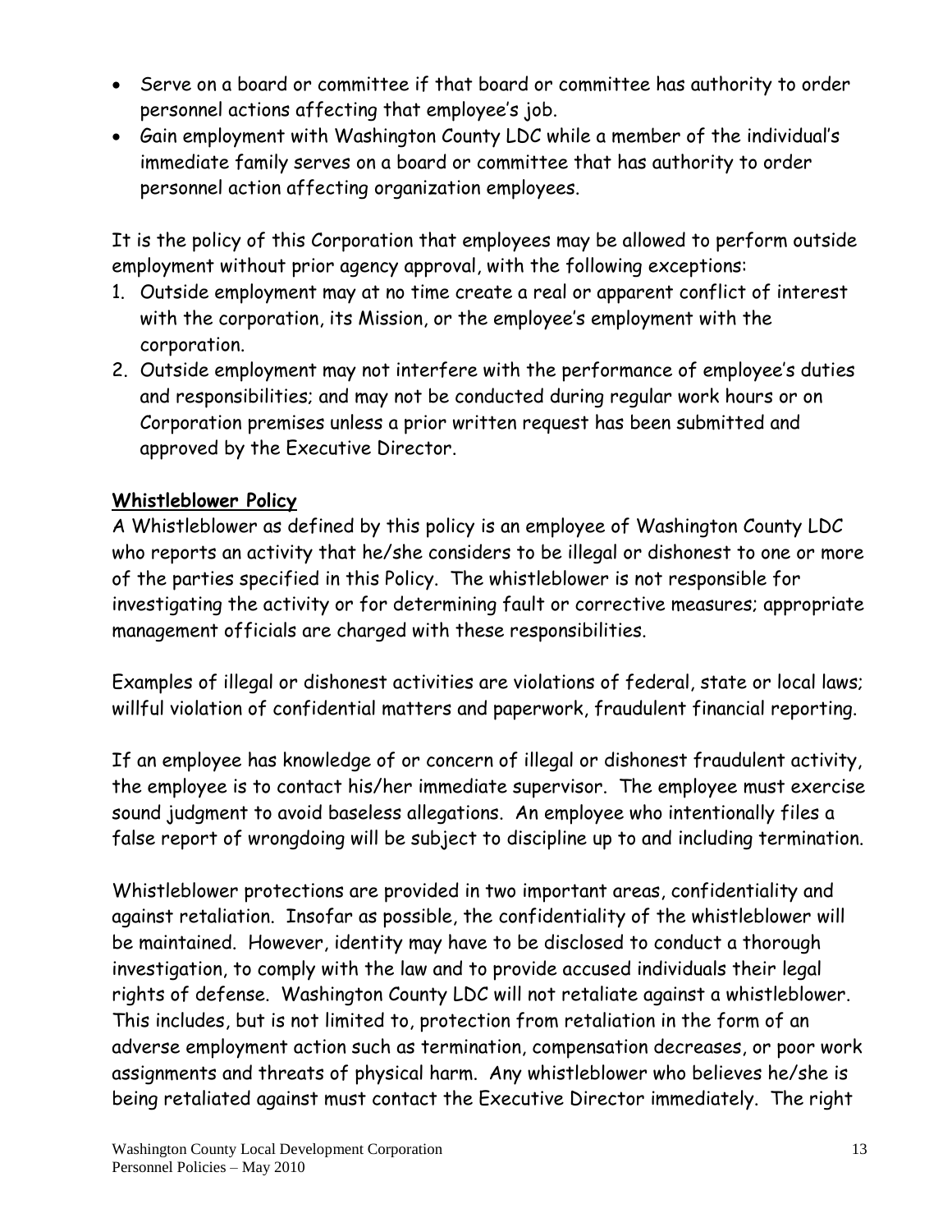- Serve on a board or committee if that board or committee has authority to order personnel actions affecting that employee's job.
- Gain employment with Washington County LDC while a member of the individual's immediate family serves on a board or committee that has authority to order personnel action affecting organization employees.

It is the policy of this Corporation that employees may be allowed to perform outside employment without prior agency approval, with the following exceptions:

1. Outside employment may at no time create a real or apparent conflict of interest with the corporation, its Mission, or the employee's employment with the corporation.
2. Outside employment may not interfere with the performance of employee's duties and responsibilities; and may not be conducted during regular work hours or on Corporation premises unless a prior written request has been submitted and approved by the Executive Director.

**Whistleblower Policy**

A Whistleblower as defined by this policy is an employee of Washington County LDC who reports an activity that he/she considers to be illegal or dishonest to one or more of the parties specified in this Policy. The whistleblower is not responsible for investigating the activity or for determining fault or corrective measures; appropriate management officials are charged with these responsibilities.

Examples of illegal or dishonest activities are violations of federal, state or local laws; willful violation of confidential matters and paperwork, fraudulent financial reporting.

If an employee has knowledge of or concern of illegal or dishonest fraudulent activity, the employee is to contact his/her immediate supervisor. The employee must exercise sound judgment to avoid baseless allegations. An employee who intentionally files a false report of wrongdoing will be subject to discipline up to and including termination.

Whistleblower protections are provided in two important areas, confidentiality and against retaliation. Insofar as possible, the confidentiality of the whistleblower will be maintained. However, identity may have to be disclosed to conduct a thorough investigation, to comply with the law and to provide accused individuals their legal rights of defense. Washington County LDC will not retaliate against a whistleblower. This includes, but is not limited to, protection from retaliation in the form of an adverse employment action such as termination, compensation decreases, or poor work assignments and threats of physical harm. Any whistleblower who believes he/she is being retaliated against must contact the Executive Director immediately. The right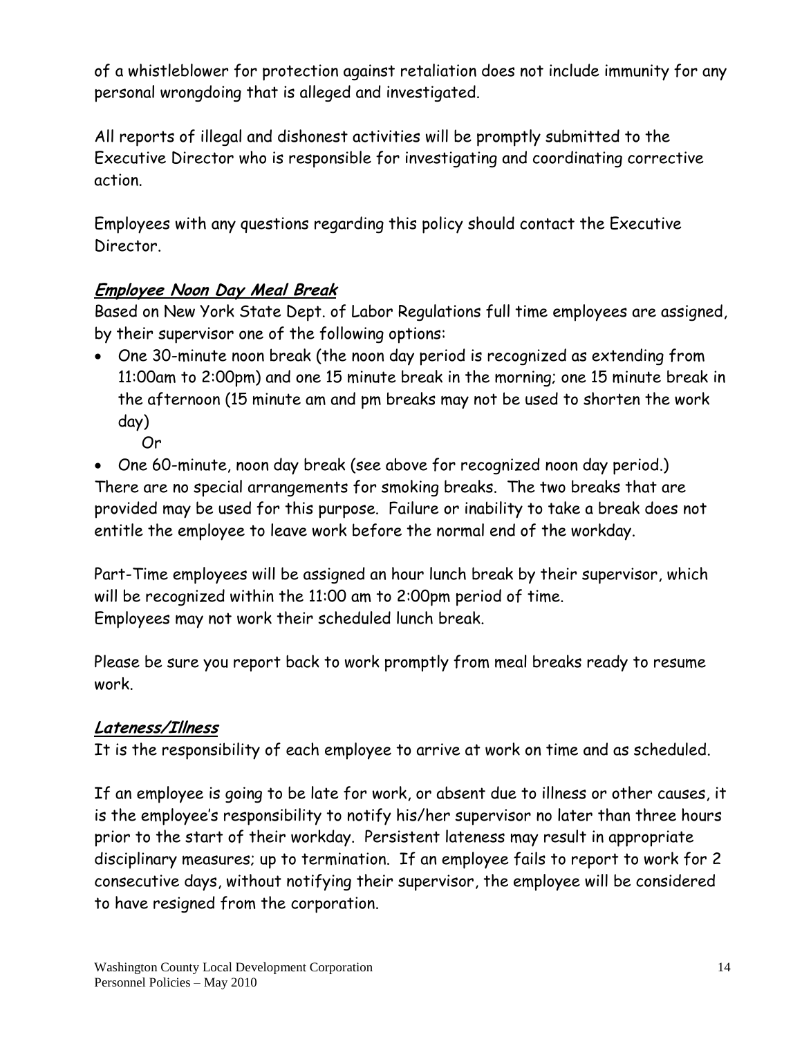of a whistleblower for protection against retaliation does not include immunity for any personal wrongdoing that is alleged and investigated.

All reports of illegal and dishonest activities will be promptly submitted to the Executive Director who is responsible for investigating and coordinating corrective action.

Employees with any questions regarding this policy should contact the Executive Director.

## ***Employee Noon Day Meal Break***

Based on New York State Dept. of Labor Regulations full time employees are assigned, by their supervisor one of the following options:

- One 30-minute noon break (the noon day period is recognized as extending from 11:00am to 2:00pm) and one 15 minute break in the morning; one 15 minute break in the afternoon (15 minute am and pm breaks may not be used to shorten the work day)

  Or

- One 60-minute, noon day break (see above for recognized noon day period.)

There are no special arrangements for smoking breaks. The two breaks that are provided may be used for this purpose. Failure or inability to take a break does not entitle the employee to leave work before the normal end of the workday.

Part-Time employees will be assigned an hour lunch break by their supervisor, which will be recognized within the 11:00 am to 2:00pm period of time.
Employees may not work their scheduled lunch break.

Please be sure you report back to work promptly from meal breaks ready to resume work.

## ***Lateness/Illness***

It is the responsibility of each employee to arrive at work on time and as scheduled.

If an employee is going to be late for work, or absent due to illness or other causes, it is the employee's responsibility to notify his/her supervisor no later than three hours prior to the start of their workday. Persistent lateness may result in appropriate disciplinary measures; up to termination. If an employee fails to report to work for 2 consecutive days, without notifying their supervisor, the employee will be considered to have resigned from the corporation.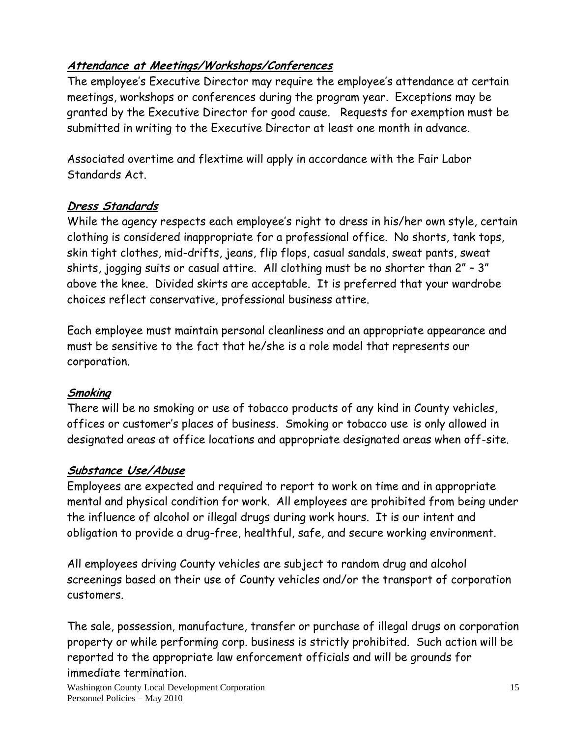### ***Attendance at Meetings/Workshops/Conferences***

The employee's Executive Director may require the employee's attendance at certain meetings, workshops or conferences during the program year. Exceptions may be granted by the Executive Director for good cause. Requests for exemption must be submitted in writing to the Executive Director at least one month in advance.

Associated overtime and flextime will apply in accordance with the Fair Labor Standards Act.

### ***Dress Standards***

While the agency respects each employee's right to dress in his/her own style, certain clothing is considered inappropriate for a professional office. No shorts, tank tops, skin tight clothes, mid-drifts, jeans, flip flops, casual sandals, sweat pants, sweat shirts, jogging suits or casual attire. All clothing must be no shorter than 2" – 3" above the knee. Divided skirts are acceptable. It is preferred that your wardrobe choices reflect conservative, professional business attire.

Each employee must maintain personal cleanliness and an appropriate appearance and must be sensitive to the fact that he/she is a role model that represents our corporation.

### ***Smoking***

There will be no smoking or use of tobacco products of any kind in County vehicles, offices or customer's places of business. Smoking or tobacco use is only allowed in designated areas at office locations and appropriate designated areas when off-site.

### ***Substance Use/Abuse***

Employees are expected and required to report to work on time and in appropriate mental and physical condition for work. All employees are prohibited from being under the influence of alcohol or illegal drugs during work hours. It is our intent and obligation to provide a drug-free, healthful, safe, and secure working environment.

All employees driving County vehicles are subject to random drug and alcohol screenings based on their use of County vehicles and/or the transport of corporation customers.

The sale, possession, manufacture, transfer or purchase of illegal drugs on corporation property or while performing corp. business is strictly prohibited. Such action will be reported to the appropriate law enforcement officials and will be grounds for immediate termination.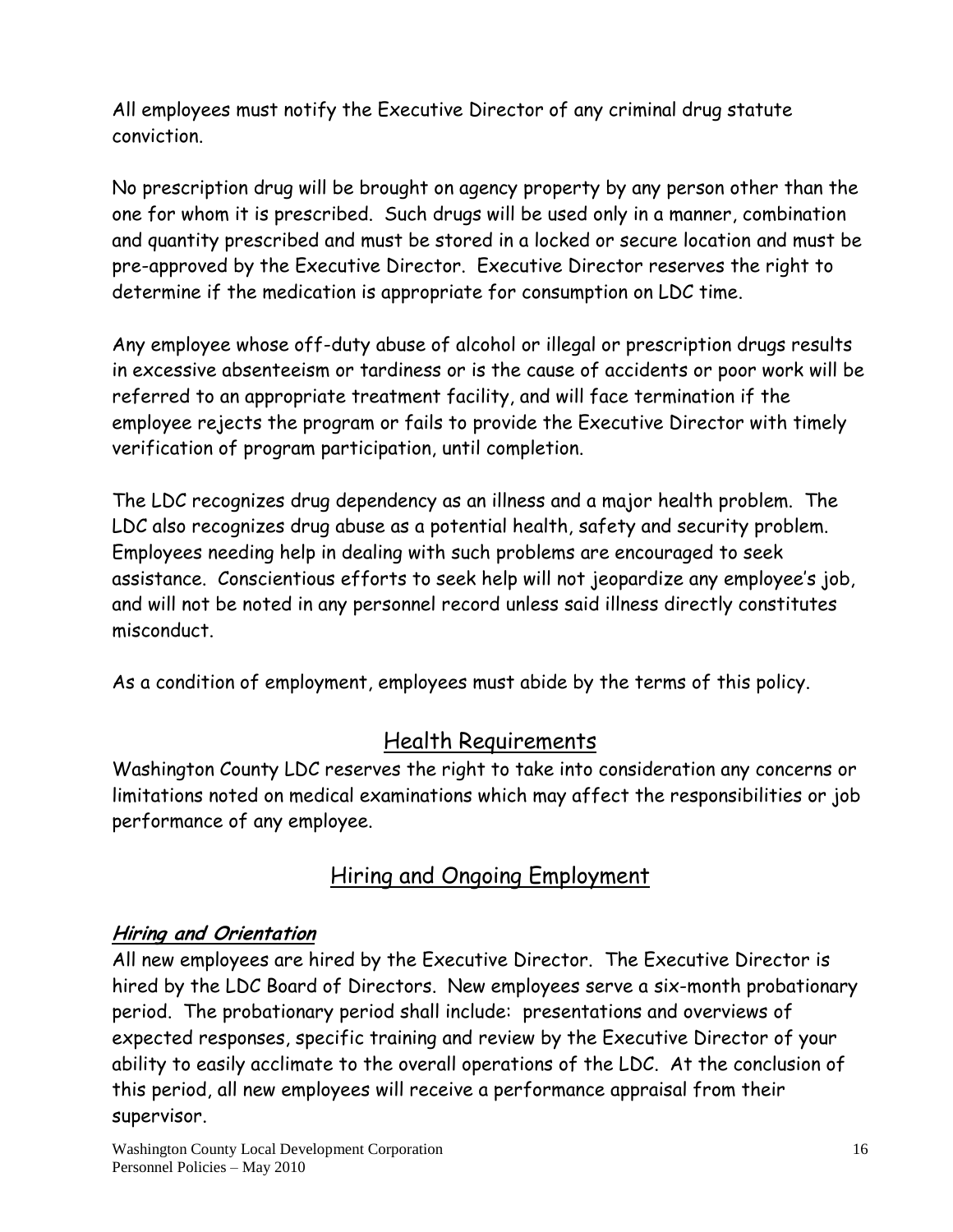All employees must notify the Executive Director of any criminal drug statute conviction.

No prescription drug will be brought on agency property by any person other than the one for whom it is prescribed. Such drugs will be used only in a manner, combination and quantity prescribed and must be stored in a locked or secure location and must be pre-approved by the Executive Director. Executive Director reserves the right to determine if the medication is appropriate for consumption on LDC time.

Any employee whose off-duty abuse of alcohol or illegal or prescription drugs results in excessive absenteeism or tardiness or is the cause of accidents or poor work will be referred to an appropriate treatment facility, and will face termination if the employee rejects the program or fails to provide the Executive Director with timely verification of program participation, until completion.

The LDC recognizes drug dependency as an illness and a major health problem. The LDC also recognizes drug abuse as a potential health, safety and security problem. Employees needing help in dealing with such problems are encouraged to seek assistance. Conscientious efforts to seek help will not jeopardize any employee's job, and will not be noted in any personnel record unless said illness directly constitutes misconduct.

As a condition of employment, employees must abide by the terms of this policy.

## Health Requirements

Washington County LDC reserves the right to take into consideration any concerns or limitations noted on medical examinations which may affect the responsibilities or job performance of any employee.

## Hiring and Ongoing Employment

### *Hiring and Orientation*

All new employees are hired by the Executive Director. The Executive Director is hired by the LDC Board of Directors. New employees serve a six-month probationary period. The probationary period shall include: presentations and overviews of expected responses, specific training and review by the Executive Director of your ability to easily acclimate to the overall operations of the LDC. At the conclusion of this period, all new employees will receive a performance appraisal from their supervisor.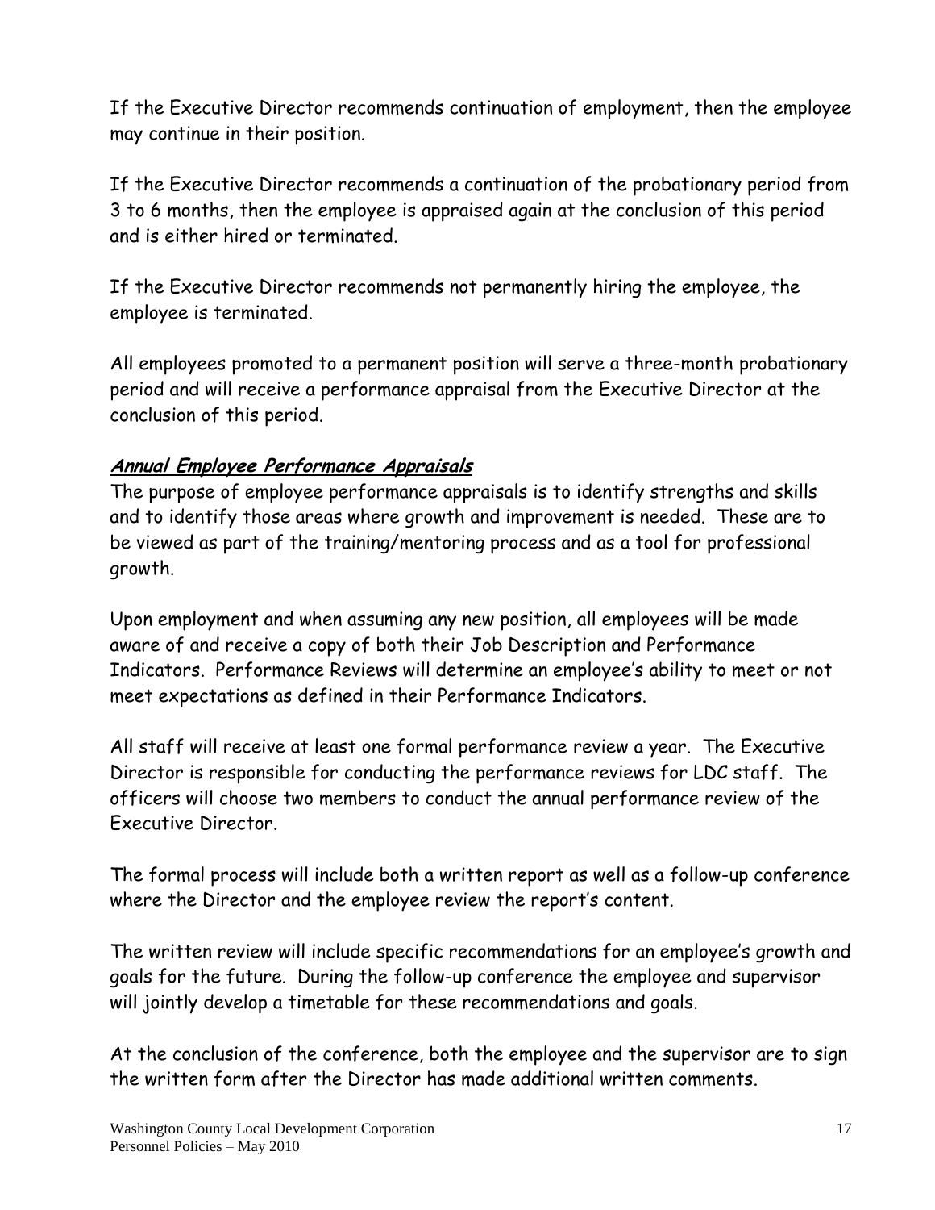If the Executive Director recommends continuation of employment, then the employee may continue in their position.

If the Executive Director recommends a continuation of the probationary period from 3 to 6 months, then the employee is appraised again at the conclusion of this period and is either hired or terminated.

If the Executive Director recommends not permanently hiring the employee, the employee is terminated.

All employees promoted to a permanent position will serve a three-month probationary period and will receive a performance appraisal from the Executive Director at the conclusion of this period.

***Annual Employee Performance Appraisals***

The purpose of employee performance appraisals is to identify strengths and skills and to identify those areas where growth and improvement is needed. These are to be viewed as part of the training/mentoring process and as a tool for professional growth.

Upon employment and when assuming any new position, all employees will be made aware of and receive a copy of both their Job Description and Performance Indicators. Performance Reviews will determine an employee's ability to meet or not meet expectations as defined in their Performance Indicators.

All staff will receive at least one formal performance review a year. The Executive Director is responsible for conducting the performance reviews for LDC staff. The officers will choose two members to conduct the annual performance review of the Executive Director.

The formal process will include both a written report as well as a follow-up conference where the Director and the employee review the report's content.

The written review will include specific recommendations for an employee's growth and goals for the future. During the follow-up conference the employee and supervisor will jointly develop a timetable for these recommendations and goals.

At the conclusion of the conference, both the employee and the supervisor are to sign the written form after the Director has made additional written comments.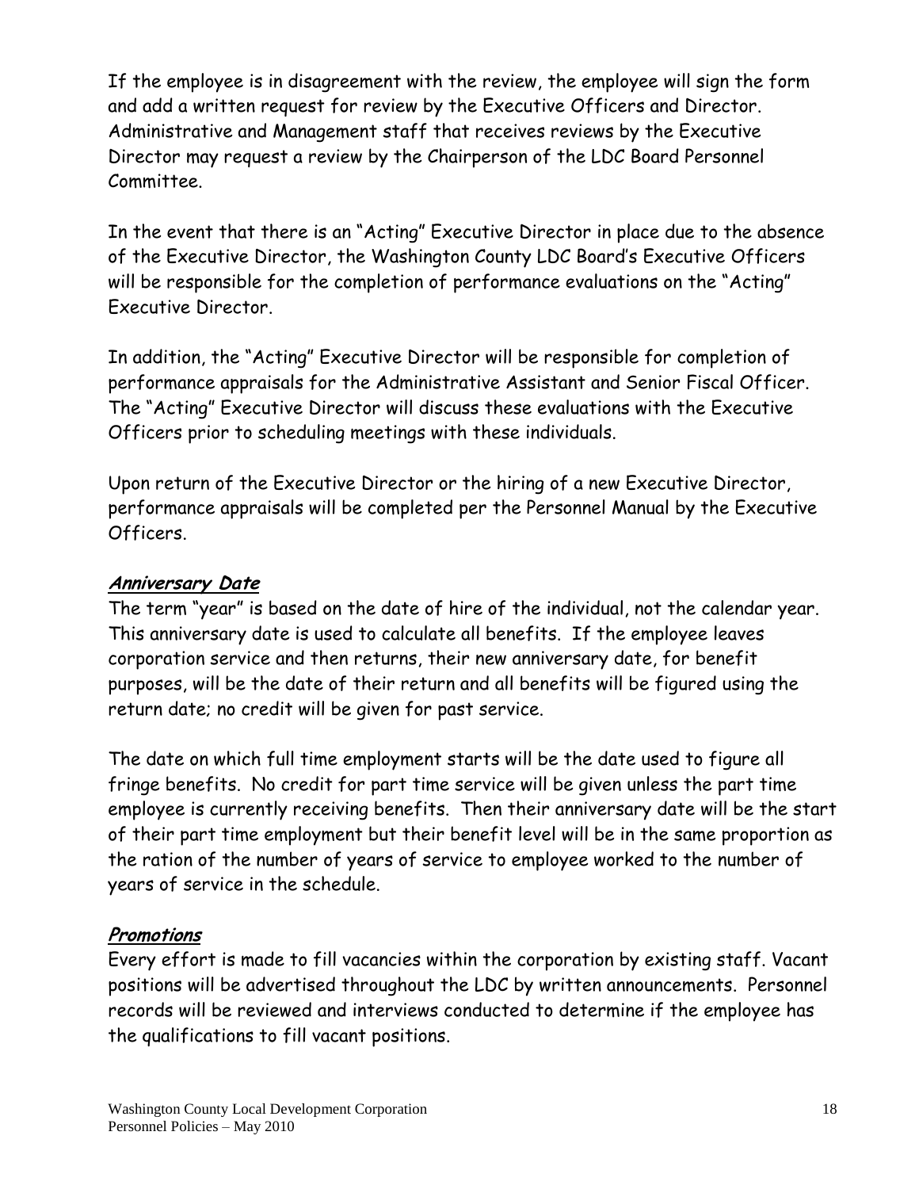If the employee is in disagreement with the review, the employee will sign the form and add a written request for review by the Executive Officers and Director. Administrative and Management staff that receives reviews by the Executive Director may request a review by the Chairperson of the LDC Board Personnel Committee.

In the event that there is an "Acting" Executive Director in place due to the absence of the Executive Director, the Washington County LDC Board's Executive Officers will be responsible for the completion of performance evaluations on the "Acting" Executive Director.

In addition, the "Acting" Executive Director will be responsible for completion of performance appraisals for the Administrative Assistant and Senior Fiscal Officer. The "Acting" Executive Director will discuss these evaluations with the Executive Officers prior to scheduling meetings with these individuals.

Upon return of the Executive Director or the hiring of a new Executive Director, performance appraisals will be completed per the Personnel Manual by the Executive Officers.

### ***Anniversary Date***

The term "year" is based on the date of hire of the individual, not the calendar year. This anniversary date is used to calculate all benefits. If the employee leaves corporation service and then returns, their new anniversary date, for benefit purposes, will be the date of their return and all benefits will be figured using the return date; no credit will be given for past service.

The date on which full time employment starts will be the date used to figure all fringe benefits. No credit for part time service will be given unless the part time employee is currently receiving benefits. Then their anniversary date will be the start of their part time employment but their benefit level will be in the same proportion as the ration of the number of years of service to employee worked to the number of years of service in the schedule.

### ***Promotions***

Every effort is made to fill vacancies within the corporation by existing staff. Vacant positions will be advertised throughout the LDC by written announcements. Personnel records will be reviewed and interviews conducted to determine if the employee has the qualifications to fill vacant positions.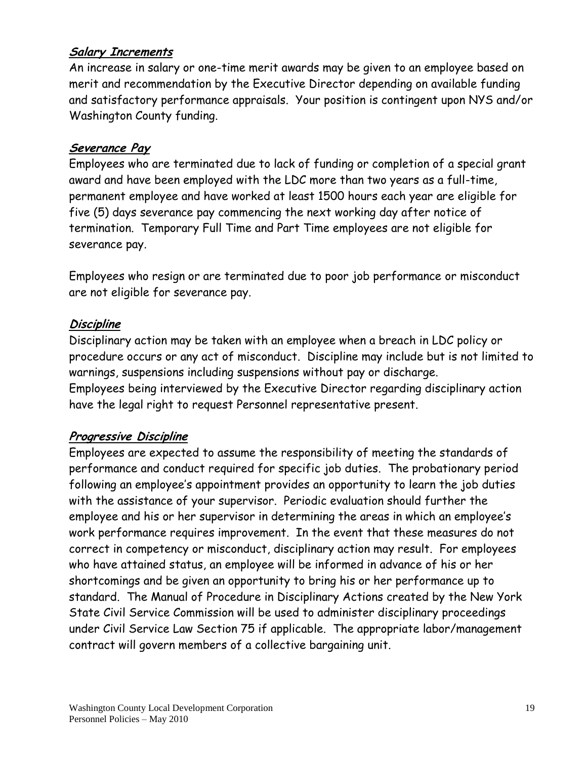### ***Salary Increments***

An increase in salary or one-time merit awards may be given to an employee based on merit and recommendation by the Executive Director depending on available funding and satisfactory performance appraisals. Your position is contingent upon NYS and/or Washington County funding.

### ***Severance Pay***

Employees who are terminated due to lack of funding or completion of a special grant award and have been employed with the LDC more than two years as a full-time, permanent employee and have worked at least 1500 hours each year are eligible for five (5) days severance pay commencing the next working day after notice of termination. Temporary Full Time and Part Time employees are not eligible for severance pay.

Employees who resign or are terminated due to poor job performance or misconduct are not eligible for severance pay.

### ***Discipline***

Disciplinary action may be taken with an employee when a breach in LDC policy or procedure occurs or any act of misconduct. Discipline may include but is not limited to warnings, suspensions including suspensions without pay or discharge.
Employees being interviewed by the Executive Director regarding disciplinary action have the legal right to request Personnel representative present.

### ***Progressive Discipline***

Employees are expected to assume the responsibility of meeting the standards of performance and conduct required for specific job duties. The probationary period following an employee's appointment provides an opportunity to learn the job duties with the assistance of your supervisor. Periodic evaluation should further the employee and his or her supervisor in determining the areas in which an employee's work performance requires improvement. In the event that these measures do not correct in competency or misconduct, disciplinary action may result. For employees who have attained status, an employee will be informed in advance of his or her shortcomings and be given an opportunity to bring his or her performance up to standard. The Manual of Procedure in Disciplinary Actions created by the New York State Civil Service Commission will be used to administer disciplinary proceedings under Civil Service Law Section 75 if applicable. The appropriate labor/management contract will govern members of a collective bargaining unit.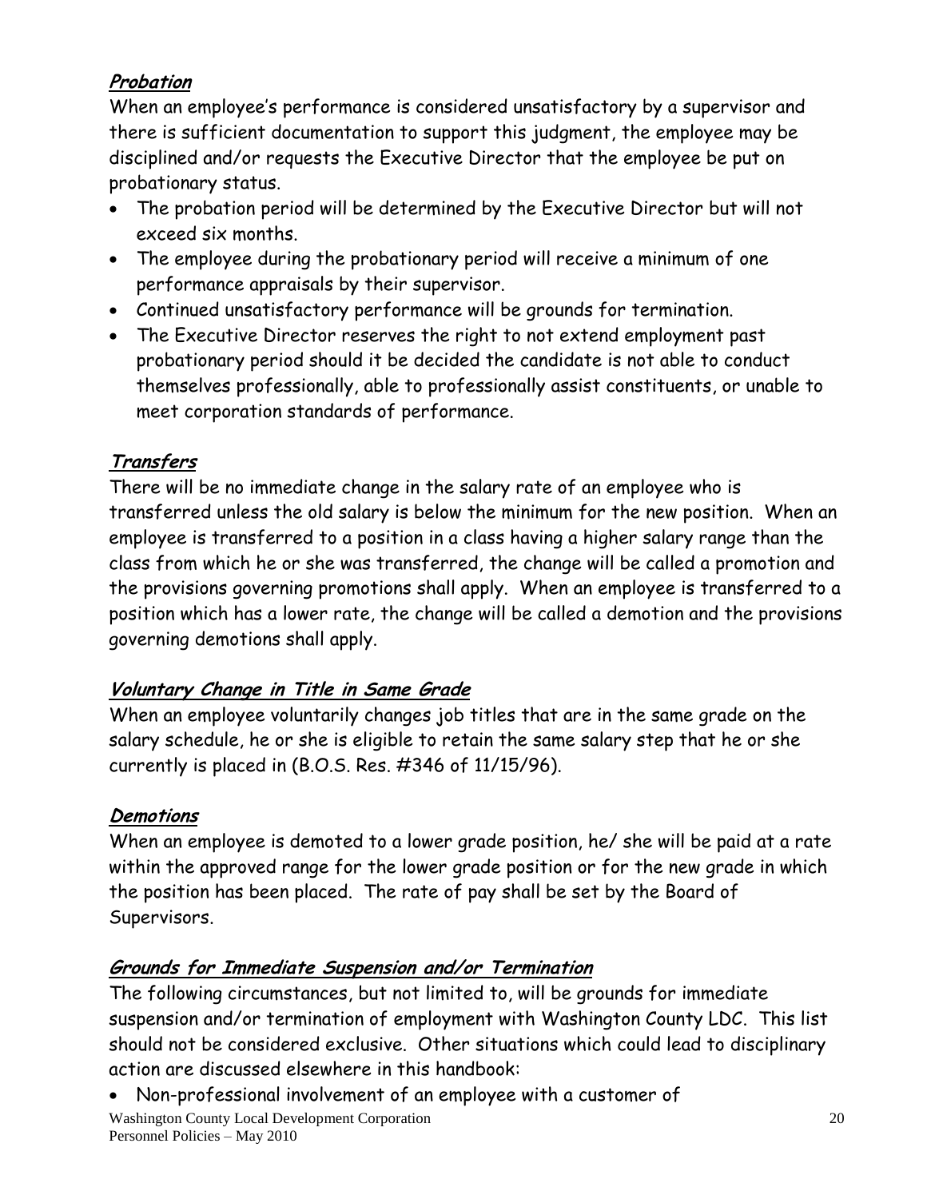***Probation***

When an employee's performance is considered unsatisfactory by a supervisor and there is sufficient documentation to support this judgment, the employee may be disciplined and/or requests the Executive Director that the employee be put on probationary status.

- The probation period will be determined by the Executive Director but will not exceed six months.
- The employee during the probationary period will receive a minimum of one performance appraisals by their supervisor.
- Continued unsatisfactory performance will be grounds for termination.
- The Executive Director reserves the right to not extend employment past probationary period should it be decided the candidate is not able to conduct themselves professionally, able to professionally assist constituents, or unable to meet corporation standards of performance.

***Transfers***

There will be no immediate change in the salary rate of an employee who is transferred unless the old salary is below the minimum for the new position. When an employee is transferred to a position in a class having a higher salary range than the class from which he or she was transferred, the change will be called a promotion and the provisions governing promotions shall apply. When an employee is transferred to a position which has a lower rate, the change will be called a demotion and the provisions governing demotions shall apply.

***Voluntary Change in Title in Same Grade***

When an employee voluntarily changes job titles that are in the same grade on the salary schedule, he or she is eligible to retain the same salary step that he or she currently is placed in (B.O.S. Res. #346 of 11/15/96).

***Demotions***

When an employee is demoted to a lower grade position, he/ she will be paid at a rate within the approved range for the lower grade position or for the new grade in which the position has been placed. The rate of pay shall be set by the Board of Supervisors.

***Grounds for Immediate Suspension and/or Termination***

The following circumstances, but not limited to, will be grounds for immediate suspension and/or termination of employment with Washington County LDC. This list should not be considered exclusive. Other situations which could lead to disciplinary action are discussed elsewhere in this handbook:

- Non-professional involvement of an employee with a customer of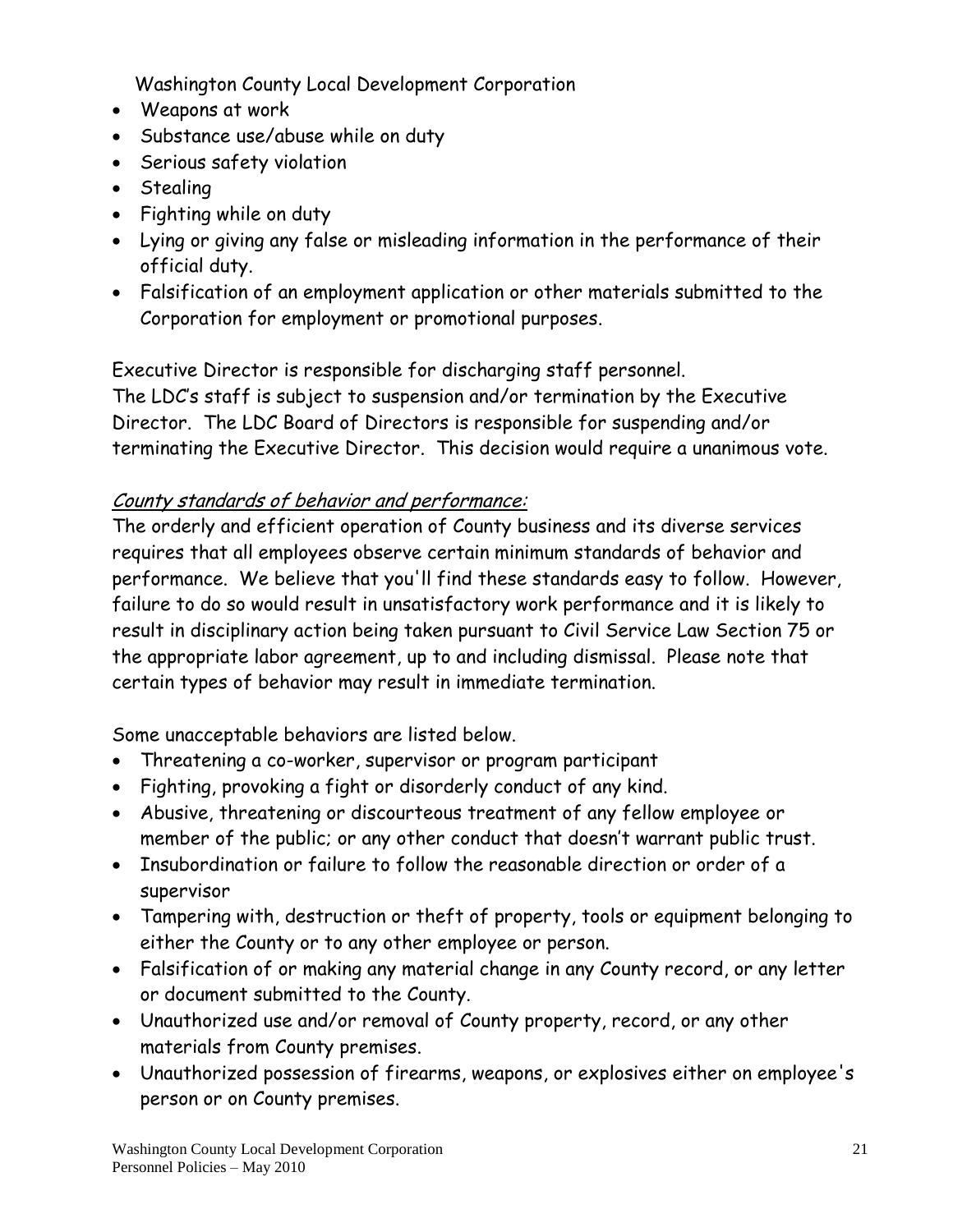- Weapons at work
- Substance use/abuse while on duty
- Serious safety violation
- Stealing
- Fighting while on duty
- Lying or giving any false or misleading information in the performance of their official duty.
- Falsification of an employment application or other materials submitted to the Corporation for employment or promotional purposes.

Executive Director is responsible for discharging staff personnel.
The LDC's staff is subject to suspension and/or termination by the Executive Director. The LDC Board of Directors is responsible for suspending and/or terminating the Executive Director. This decision would require a unanimous vote.

*County standards of behavior and performance:*

The orderly and efficient operation of County business and its diverse services requires that all employees observe certain minimum standards of behavior and performance. We believe that you'll find these standards easy to follow. However, failure to do so would result in unsatisfactory work performance and it is likely to result in disciplinary action being taken pursuant to Civil Service Law Section 75 or the appropriate labor agreement, up to and including dismissal. Please note that certain types of behavior may result in immediate termination.

Some unacceptable behaviors are listed below.

- Threatening a co-worker, supervisor or program participant
- Fighting, provoking a fight or disorderly conduct of any kind.
- Abusive, threatening or discourteous treatment of any fellow employee or member of the public; or any other conduct that doesn't warrant public trust.
- Insubordination or failure to follow the reasonable direction or order of a supervisor
- Tampering with, destruction or theft of property, tools or equipment belonging to either the County or to any other employee or person.
- Falsification of or making any material change in any County record, or any letter or document submitted to the County.
- Unauthorized use and/or removal of County property, record, or any other materials from County premises.
- Unauthorized possession of firearms, weapons, or explosives either on employee's person or on County premises.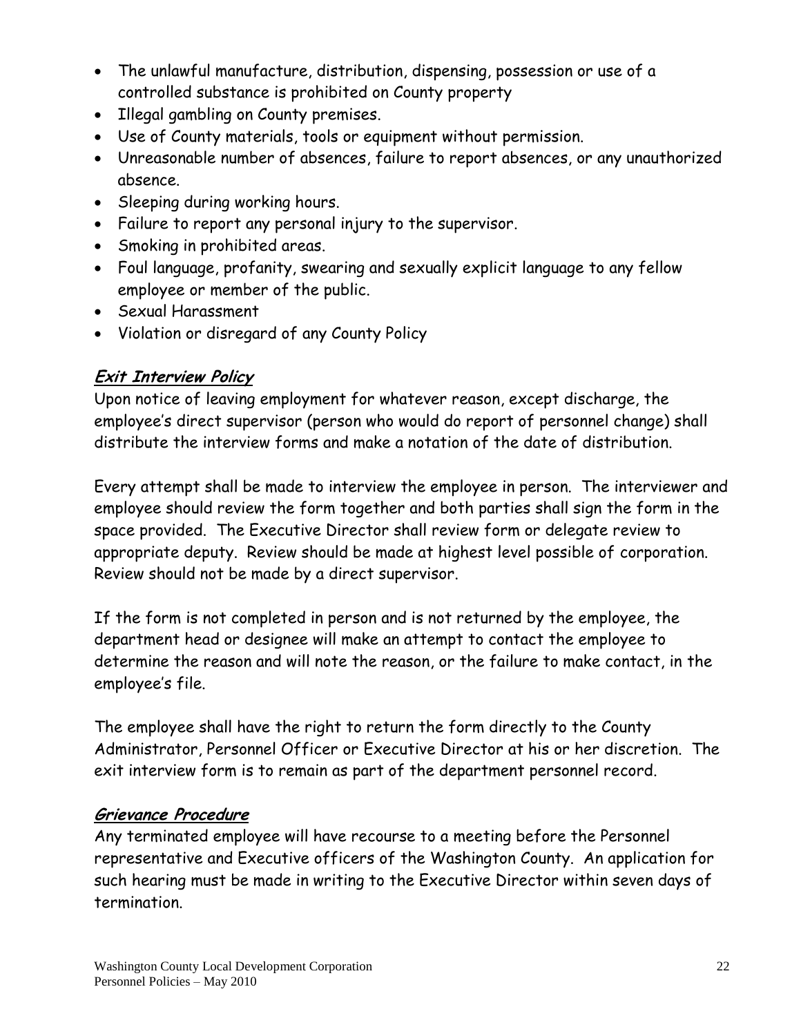- The unlawful manufacture, distribution, dispensing, possession or use of a controlled substance is prohibited on County property
- Illegal gambling on County premises.
- Use of County materials, tools or equipment without permission.
- Unreasonable number of absences, failure to report absences, or any unauthorized absence.
- Sleeping during working hours.
- Failure to report any personal injury to the supervisor.
- Smoking in prohibited areas.
- Foul language, profanity, swearing and sexually explicit language to any fellow employee or member of the public.
- Sexual Harassment
- Violation or disregard of any County Policy

### ***Exit Interview Policy***

Upon notice of leaving employment for whatever reason, except discharge, the employee's direct supervisor (person who would do report of personnel change) shall distribute the interview forms and make a notation of the date of distribution.

Every attempt shall be made to interview the employee in person. The interviewer and employee should review the form together and both parties shall sign the form in the space provided. The Executive Director shall review form or delegate review to appropriate deputy. Review should be made at highest level possible of corporation. Review should not be made by a direct supervisor.

If the form is not completed in person and is not returned by the employee, the department head or designee will make an attempt to contact the employee to determine the reason and will note the reason, or the failure to make contact, in the employee's file.

The employee shall have the right to return the form directly to the County Administrator, Personnel Officer or Executive Director at his or her discretion. The exit interview form is to remain as part of the department personnel record.

### ***Grievance Procedure***

Any terminated employee will have recourse to a meeting before the Personnel representative and Executive officers of the Washington County. An application for such hearing must be made in writing to the Executive Director within seven days of termination.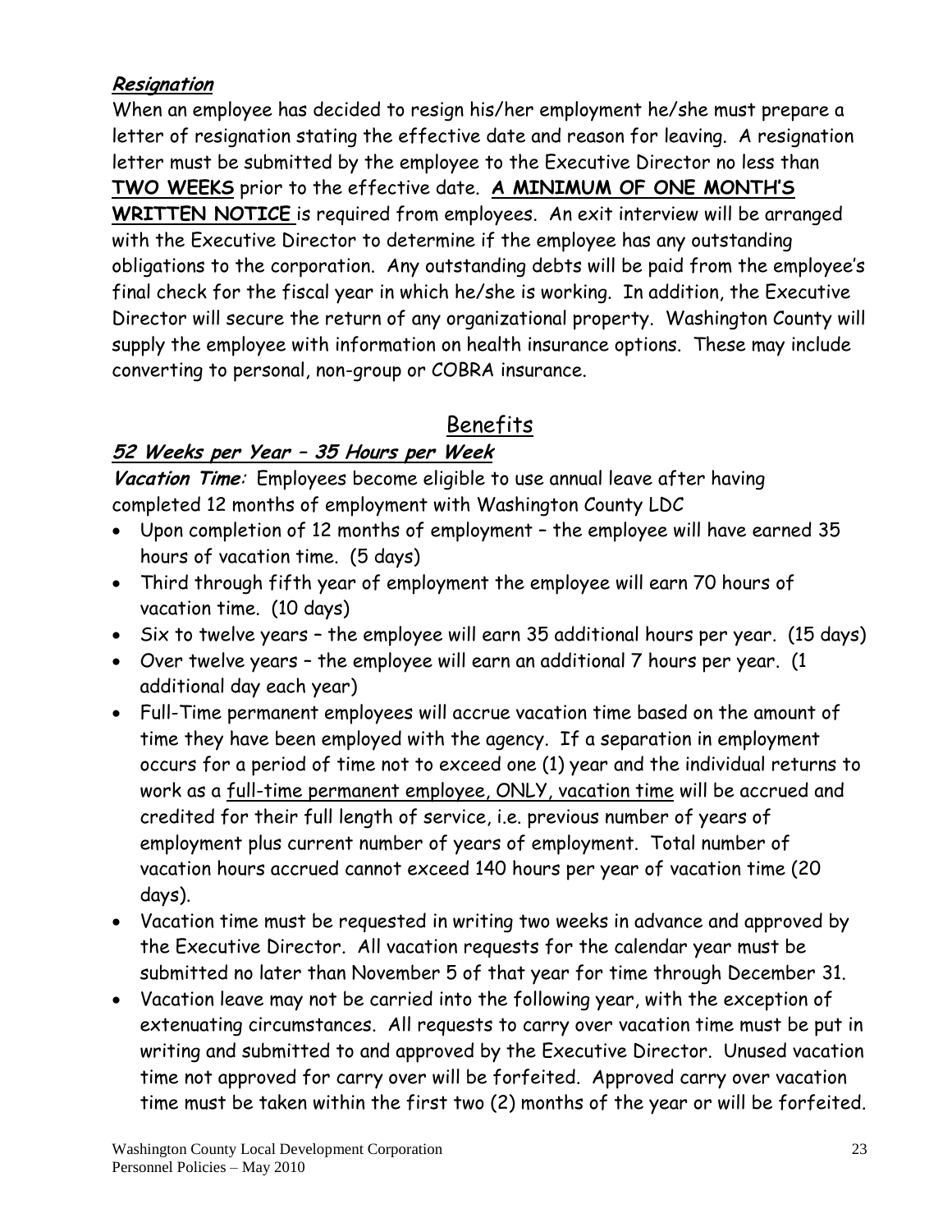***Resignation***

When an employee has decided to resign his/her employment he/she must prepare a letter of resignation stating the effective date and reason for leaving. A resignation letter must be submitted by the employee to the Executive Director no less than **TWO WEEKS** prior to the effective date. **A MINIMUM OF ONE MONTH'S WRITTEN NOTICE** is required from employees. An exit interview will be arranged with the Executive Director to determine if the employee has any outstanding obligations to the corporation. Any outstanding debts will be paid from the employee's final check for the fiscal year in which he/she is working. In addition, the Executive Director will secure the return of any organizational property. Washington County will supply the employee with information on health insurance options. These may include converting to personal, non-group or COBRA insurance.

## Benefits

***52 Weeks per Year – 35 Hours per Week***

***Vacation Time:*** Employees become eligible to use annual leave after having completed 12 months of employment with Washington County LDC

- Upon completion of 12 months of employment – the employee will have earned 35 hours of vacation time. (5 days)
- Third through fifth year of employment the employee will earn 70 hours of vacation time. (10 days)
- Six to twelve years – the employee will earn 35 additional hours per year. (15 days)
- Over twelve years – the employee will earn an additional 7 hours per year. (1 additional day each year)
- Full-Time permanent employees will accrue vacation time based on the amount of time they have been employed with the agency. If a separation in employment occurs for a period of time not to exceed one (1) year and the individual returns to work as a full-time permanent employee, ONLY, vacation time will be accrued and credited for their full length of service, i.e. previous number of years of employment plus current number of years of employment. Total number of vacation hours accrued cannot exceed 140 hours per year of vacation time (20 days).
- Vacation time must be requested in writing two weeks in advance and approved by the Executive Director. All vacation requests for the calendar year must be submitted no later than November 5 of that year for time through December 31.
- Vacation leave may not be carried into the following year, with the exception of extenuating circumstances. All requests to carry over vacation time must be put in writing and submitted to and approved by the Executive Director. Unused vacation time not approved for carry over will be forfeited. Approved carry over vacation time must be taken within the first two (2) months of the year or will be forfeited.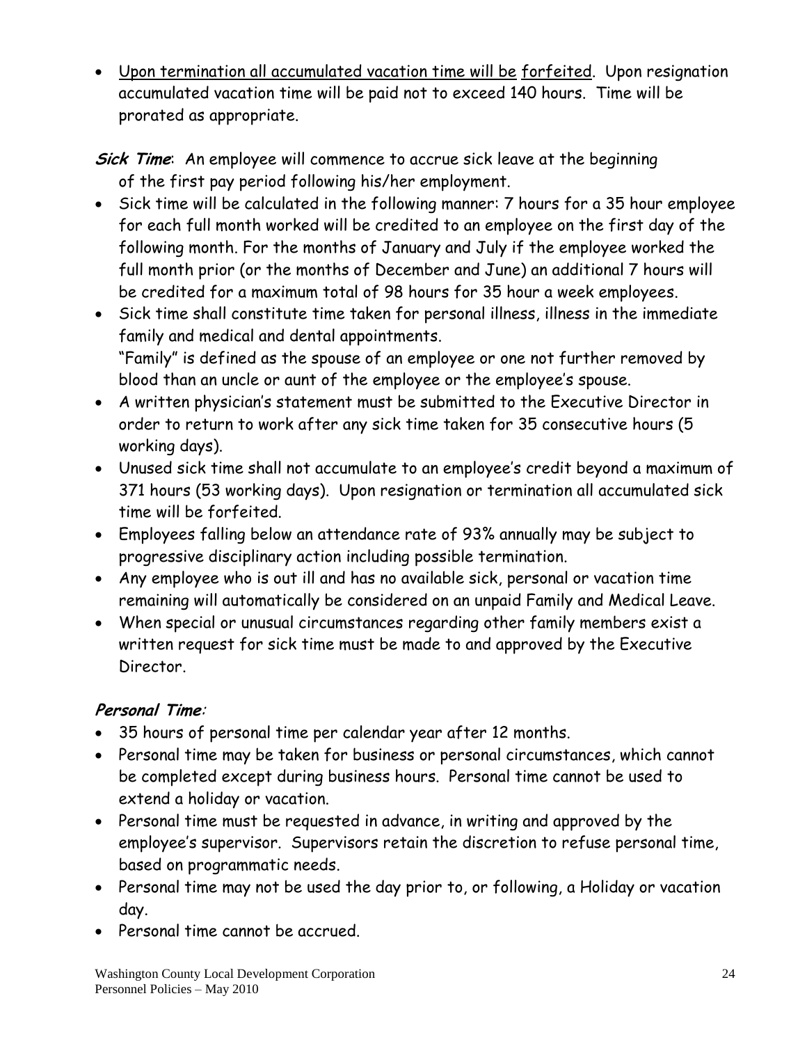- Upon termination all accumulated vacation time will be forfeited. Upon resignation accumulated vacation time will be paid not to exceed 140 hours. Time will be prorated as appropriate.

***Sick Time***: An employee will commence to accrue sick leave at the beginning of the first pay period following his/her employment.

- Sick time will be calculated in the following manner: 7 hours for a 35 hour employee for each full month worked will be credited to an employee on the first day of the following month. For the months of January and July if the employee worked the full month prior (or the months of December and June) an additional 7 hours will be credited for a maximum total of 98 hours for 35 hour a week employees.
- Sick time shall constitute time taken for personal illness, illness in the immediate family and medical and dental appointments.
  "Family" is defined as the spouse of an employee or one not further removed by blood than an uncle or aunt of the employee or the employee's spouse.
- A written physician's statement must be submitted to the Executive Director in order to return to work after any sick time taken for 35 consecutive hours (5 working days).
- Unused sick time shall not accumulate to an employee's credit beyond a maximum of 371 hours (53 working days). Upon resignation or termination all accumulated sick time will be forfeited.
- Employees falling below an attendance rate of 93% annually may be subject to progressive disciplinary action including possible termination.
- Any employee who is out ill and has no available sick, personal or vacation time remaining will automatically be considered on an unpaid Family and Medical Leave.
- When special or unusual circumstances regarding other family members exist a written request for sick time must be made to and approved by the Executive Director.

***Personal Time***:

- 35 hours of personal time per calendar year after 12 months.
- Personal time may be taken for business or personal circumstances, which cannot be completed except during business hours. Personal time cannot be used to extend a holiday or vacation.
- Personal time must be requested in advance, in writing and approved by the employee's supervisor. Supervisors retain the discretion to refuse personal time, based on programmatic needs.
- Personal time may not be used the day prior to, or following, a Holiday or vacation day.
- Personal time cannot be accrued.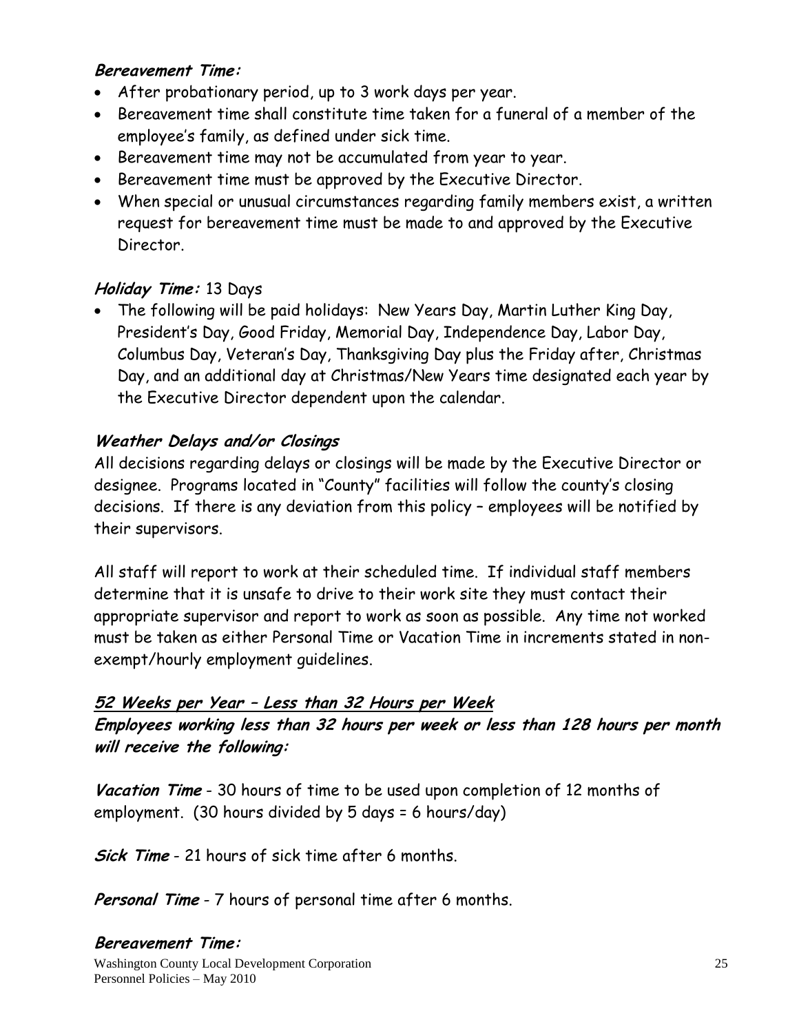***Bereavement Time:***

- After probationary period, up to 3 work days per year.
- Bereavement time shall constitute time taken for a funeral of a member of the employee's family, as defined under sick time.
- Bereavement time may not be accumulated from year to year.
- Bereavement time must be approved by the Executive Director.
- When special or unusual circumstances regarding family members exist, a written request for bereavement time must be made to and approved by the Executive Director.

***Holiday Time:*** 13 Days

- The following will be paid holidays: New Years Day, Martin Luther King Day, President's Day, Good Friday, Memorial Day, Independence Day, Labor Day, Columbus Day, Veteran's Day, Thanksgiving Day plus the Friday after, Christmas Day, and an additional day at Christmas/New Years time designated each year by the Executive Director dependent upon the calendar.

***Weather Delays and/or Closings***

All decisions regarding delays or closings will be made by the Executive Director or designee. Programs located in "County" facilities will follow the county's closing decisions. If there is any deviation from this policy – employees will be notified by their supervisors.

All staff will report to work at their scheduled time. If individual staff members determine that it is unsafe to drive to their work site they must contact their appropriate supervisor and report to work as soon as possible. Any time not worked must be taken as either Personal Time or Vacation Time in increments stated in non-exempt/hourly employment guidelines.

***<u>52 Weeks per Year – Less than 32 Hours per Week</u>***

***Employees working less than 32 hours per week or less than 128 hours per month will receive the following:***

***Vacation Time*** - 30 hours of time to be used upon completion of 12 months of employment. (30 hours divided by 5 days = 6 hours/day)

***Sick Time*** - 21 hours of sick time after 6 months.

***Personal Time*** - 7 hours of personal time after 6 months.

***Bereavement Time:***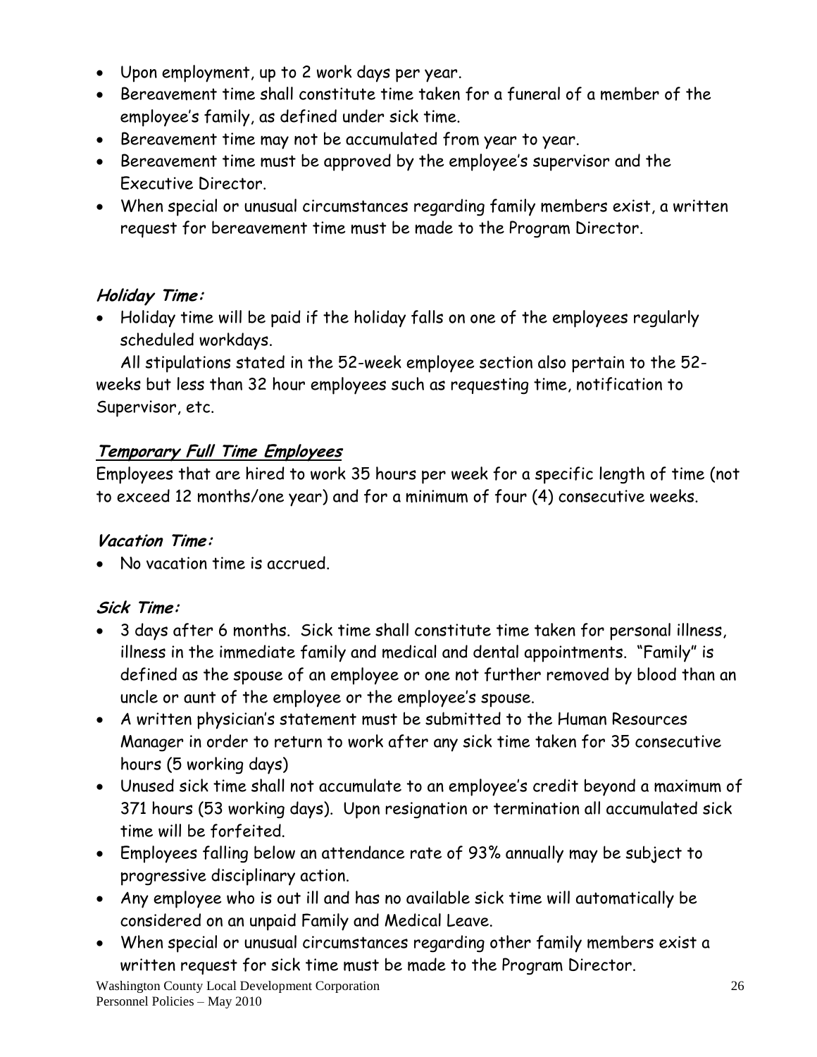- Upon employment, up to 2 work days per year.
- Bereavement time shall constitute time taken for a funeral of a member of the employee's family, as defined under sick time.
- Bereavement time may not be accumulated from year to year.
- Bereavement time must be approved by the employee's supervisor and the Executive Director.
- When special or unusual circumstances regarding family members exist, a written request for bereavement time must be made to the Program Director.

***Holiday Time:***

- Holiday time will be paid if the holiday falls on one of the employees regularly scheduled workdays.

All stipulations stated in the 52-week employee section also pertain to the 52-weeks but less than 32 hour employees such as requesting time, notification to Supervisor, etc.

***<u>Temporary Full Time Employees</u>***

Employees that are hired to work 35 hours per week for a specific length of time (not to exceed 12 months/one year) and for a minimum of four (4) consecutive weeks.

***Vacation Time:***

- No vacation time is accrued.

***Sick Time:***

- 3 days after 6 months. Sick time shall constitute time taken for personal illness, illness in the immediate family and medical and dental appointments. "Family" is defined as the spouse of an employee or one not further removed by blood than an uncle or aunt of the employee or the employee's spouse.
- A written physician's statement must be submitted to the Human Resources Manager in order to return to work after any sick time taken for 35 consecutive hours (5 working days)
- Unused sick time shall not accumulate to an employee's credit beyond a maximum of 371 hours (53 working days). Upon resignation or termination all accumulated sick time will be forfeited.
- Employees falling below an attendance rate of 93% annually may be subject to progressive disciplinary action.
- Any employee who is out ill and has no available sick time will automatically be considered on an unpaid Family and Medical Leave.
- When special or unusual circumstances regarding other family members exist a written request for sick time must be made to the Program Director.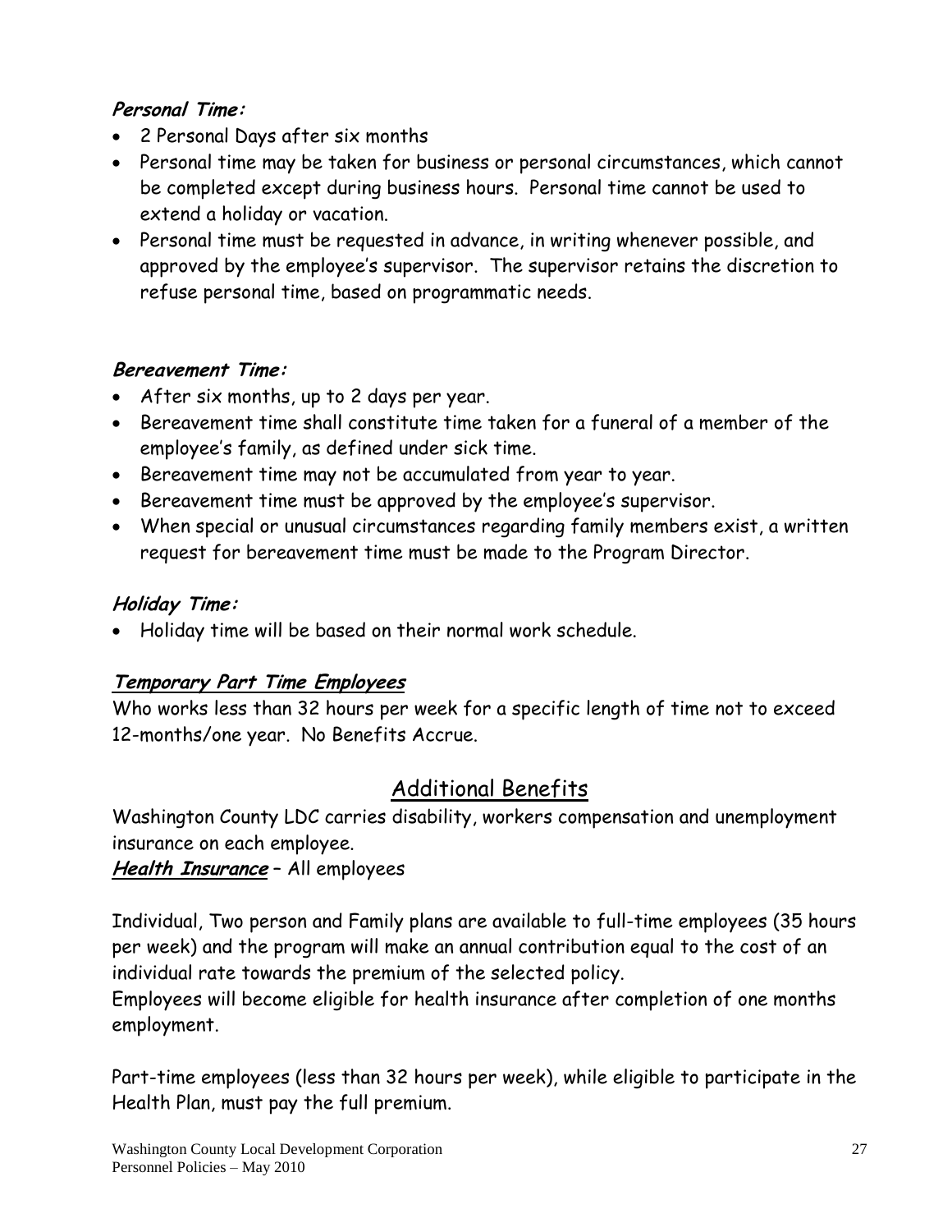***Personal Time:***

- 2 Personal Days after six months
- Personal time may be taken for business or personal circumstances, which cannot be completed except during business hours. Personal time cannot be used to extend a holiday or vacation.
- Personal time must be requested in advance, in writing whenever possible, and approved by the employee's supervisor. The supervisor retains the discretion to refuse personal time, based on programmatic needs.

***Bereavement Time:***

- After six months, up to 2 days per year.
- Bereavement time shall constitute time taken for a funeral of a member of the employee's family, as defined under sick time.
- Bereavement time may not be accumulated from year to year.
- Bereavement time must be approved by the employee's supervisor.
- When special or unusual circumstances regarding family members exist, a written request for bereavement time must be made to the Program Director.

***Holiday Time:***

- Holiday time will be based on their normal work schedule.

***Temporary Part Time Employees***

Who works less than 32 hours per week for a specific length of time not to exceed 12-months/one year. No Benefits Accrue.

## Additional Benefits

Washington County LDC carries disability, workers compensation and unemployment insurance on each employee.

***Health Insurance*** – All employees

Individual, Two person and Family plans are available to full-time employees (35 hours per week) and the program will make an annual contribution equal to the cost of an individual rate towards the premium of the selected policy.
Employees will become eligible for health insurance after completion of one months employment.

Part-time employees (less than 32 hours per week), while eligible to participate in the Health Plan, must pay the full premium.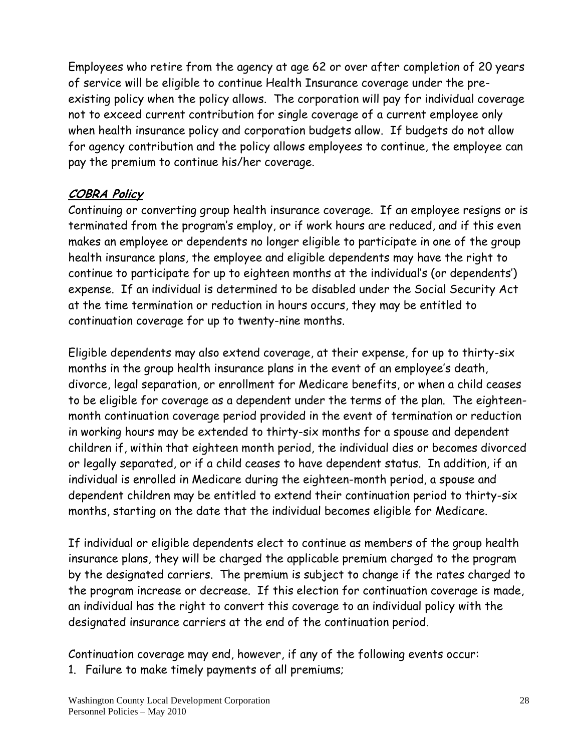Employees who retire from the agency at age 62 or over after completion of 20 years of service will be eligible to continue Health Insurance coverage under the pre-existing policy when the policy allows. The corporation will pay for individual coverage not to exceed current contribution for single coverage of a current employee only when health insurance policy and corporation budgets allow. If budgets do not allow for agency contribution and the policy allows employees to continue, the employee can pay the premium to continue his/her coverage.

## ***COBRA Policy***

Continuing or converting group health insurance coverage. If an employee resigns or is terminated from the program's employ, or if work hours are reduced, and if this even makes an employee or dependents no longer eligible to participate in one of the group health insurance plans, the employee and eligible dependents may have the right to continue to participate for up to eighteen months at the individual's (or dependents') expense. If an individual is determined to be disabled under the Social Security Act at the time termination or reduction in hours occurs, they may be entitled to continuation coverage for up to twenty-nine months.

Eligible dependents may also extend coverage, at their expense, for up to thirty-six months in the group health insurance plans in the event of an employee's death, divorce, legal separation, or enrollment for Medicare benefits, or when a child ceases to be eligible for coverage as a dependent under the terms of the plan. The eighteen-month continuation coverage period provided in the event of termination or reduction in working hours may be extended to thirty-six months for a spouse and dependent children if, within that eighteen month period, the individual dies or becomes divorced or legally separated, or if a child ceases to have dependent status. In addition, if an individual is enrolled in Medicare during the eighteen-month period, a spouse and dependent children may be entitled to extend their continuation period to thirty-six months, starting on the date that the individual becomes eligible for Medicare.

If individual or eligible dependents elect to continue as members of the group health insurance plans, they will be charged the applicable premium charged to the program by the designated carriers. The premium is subject to change if the rates charged to the program increase or decrease. If this election for continuation coverage is made, an individual has the right to convert this coverage to an individual policy with the designated insurance carriers at the end of the continuation period.

Continuation coverage may end, however, if any of the following events occur:

1. Failure to make timely payments of all premiums;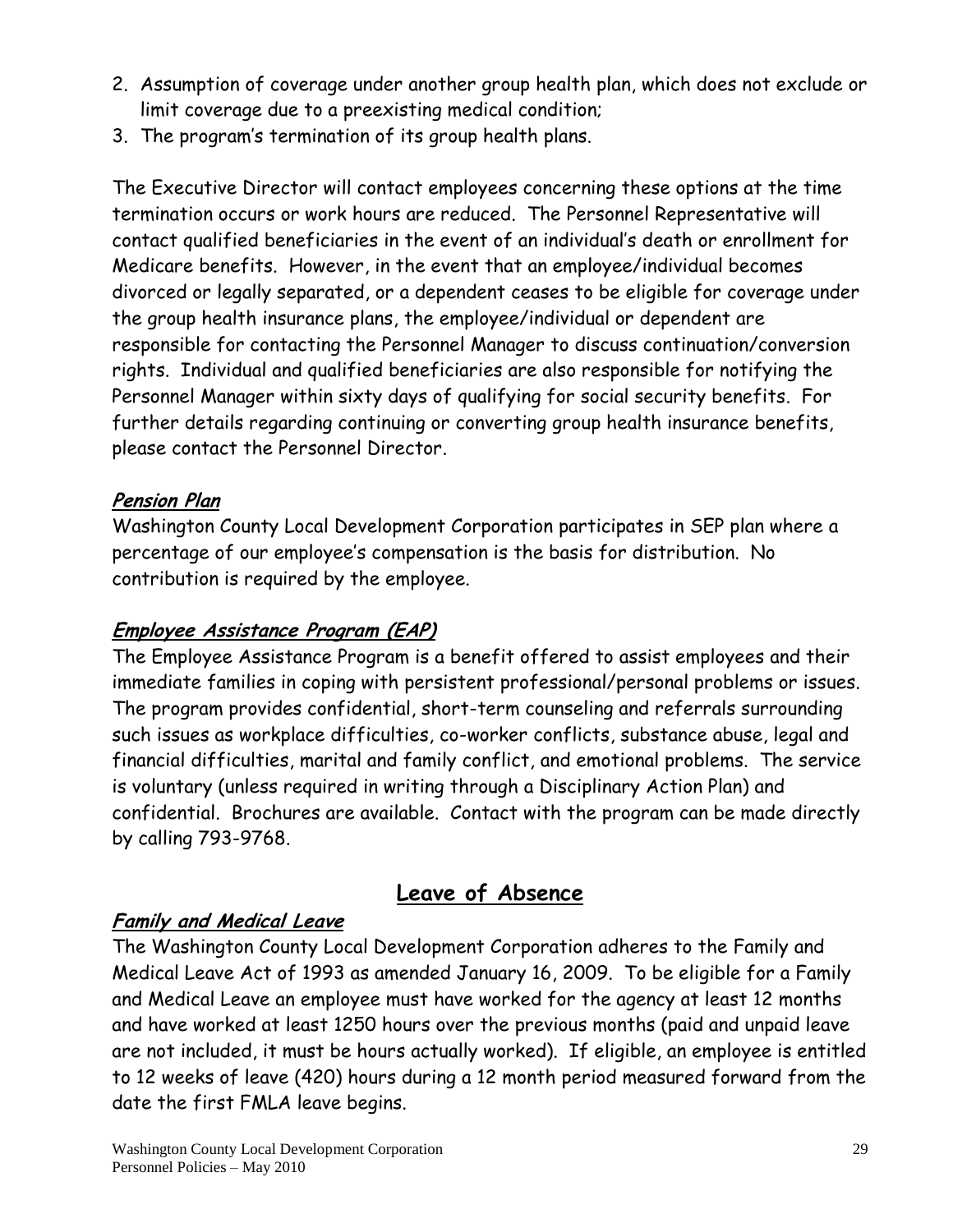2. Assumption of coverage under another group health plan, which does not exclude or limit coverage due to a preexisting medical condition;
3. The program's termination of its group health plans.

The Executive Director will contact employees concerning these options at the time termination occurs or work hours are reduced. The Personnel Representative will contact qualified beneficiaries in the event of an individual's death or enrollment for Medicare benefits. However, in the event that an employee/individual becomes divorced or legally separated, or a dependent ceases to be eligible for coverage under the group health insurance plans, the employee/individual or dependent are responsible for contacting the Personnel Manager to discuss continuation/conversion rights. Individual and qualified beneficiaries are also responsible for notifying the Personnel Manager within sixty days of qualifying for social security benefits. For further details regarding continuing or converting group health insurance benefits, please contact the Personnel Director.

### ***Pension Plan***

Washington County Local Development Corporation participates in SEP plan where a percentage of our employee's compensation is the basis for distribution. No contribution is required by the employee.

### ***Employee Assistance Program (EAP)***

The Employee Assistance Program is a benefit offered to assist employees and their immediate families in coping with persistent professional/personal problems or issues. The program provides confidential, short-term counseling and referrals surrounding such issues as workplace difficulties, co-worker conflicts, substance abuse, legal and financial difficulties, marital and family conflict, and emotional problems. The service is voluntary (unless required in writing through a Disciplinary Action Plan) and confidential. Brochures are available. Contact with the program can be made directly by calling 793-9768.

## Leave of Absence

### ***Family and Medical Leave***

The Washington County Local Development Corporation adheres to the Family and Medical Leave Act of 1993 as amended January 16, 2009. To be eligible for a Family and Medical Leave an employee must have worked for the agency at least 12 months and have worked at least 1250 hours over the previous months (paid and unpaid leave are not included, it must be hours actually worked). If eligible, an employee is entitled to 12 weeks of leave (420) hours during a 12 month period measured forward from the date the first FMLA leave begins.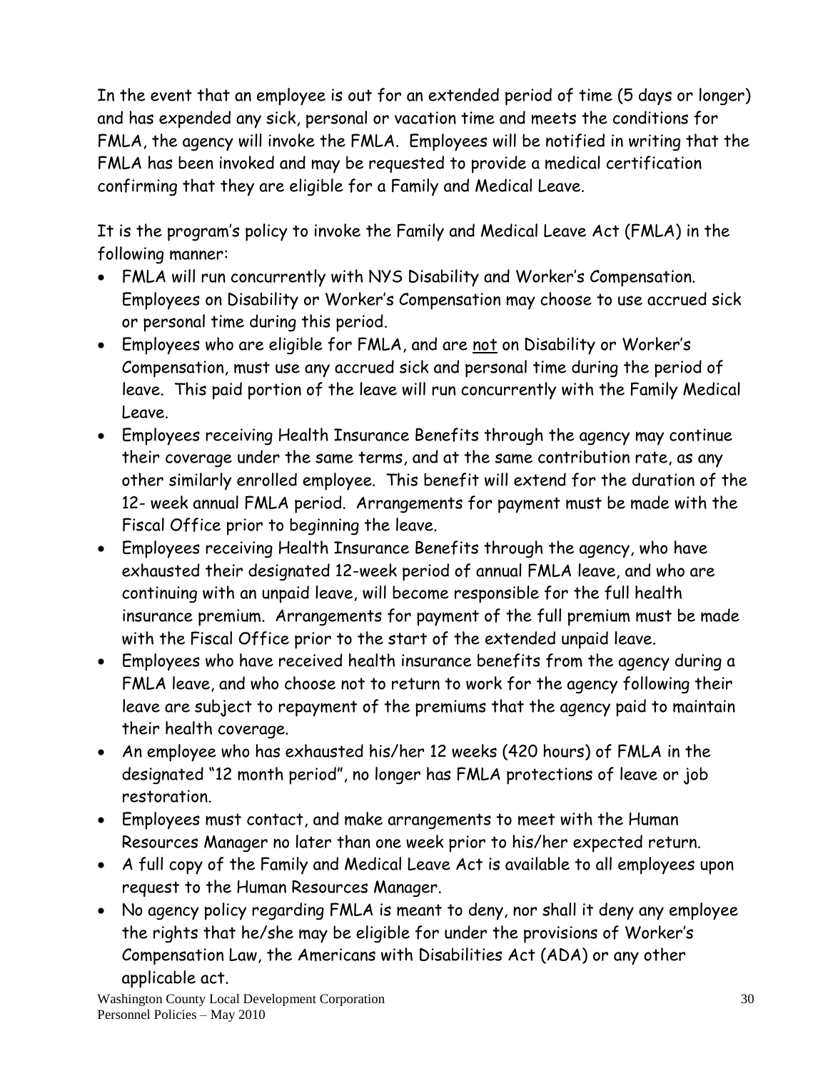In the event that an employee is out for an extended period of time (5 days or longer) and has expended any sick, personal or vacation time and meets the conditions for FMLA, the agency will invoke the FMLA. Employees will be notified in writing that the FMLA has been invoked and may be requested to provide a medical certification confirming that they are eligible for a Family and Medical Leave.

It is the program's policy to invoke the Family and Medical Leave Act (FMLA) in the following manner:

- FMLA will run concurrently with NYS Disability and Worker's Compensation. Employees on Disability or Worker's Compensation may choose to use accrued sick or personal time during this period.
- Employees who are eligible for FMLA, and are <u>not</u> on Disability or Worker's Compensation, must use any accrued sick and personal time during the period of leave. This paid portion of the leave will run concurrently with the Family Medical Leave.
- Employees receiving Health Insurance Benefits through the agency may continue their coverage under the same terms, and at the same contribution rate, as any other similarly enrolled employee. This benefit will extend for the duration of the 12- week annual FMLA period. Arrangements for payment must be made with the Fiscal Office prior to beginning the leave.
- Employees receiving Health Insurance Benefits through the agency, who have exhausted their designated 12-week period of annual FMLA leave, and who are continuing with an unpaid leave, will become responsible for the full health insurance premium. Arrangements for payment of the full premium must be made with the Fiscal Office prior to the start of the extended unpaid leave.
- Employees who have received health insurance benefits from the agency during a FMLA leave, and who choose not to return to work for the agency following their leave are subject to repayment of the premiums that the agency paid to maintain their health coverage.
- An employee who has exhausted his/her 12 weeks (420 hours) of FMLA in the designated "12 month period", no longer has FMLA protections of leave or job restoration.
- Employees must contact, and make arrangements to meet with the Human Resources Manager no later than one week prior to his/her expected return.
- A full copy of the Family and Medical Leave Act is available to all employees upon request to the Human Resources Manager.
- No agency policy regarding FMLA is meant to deny, nor shall it deny any employee the rights that he/she may be eligible for under the provisions of Worker's Compensation Law, the Americans with Disabilities Act (ADA) or any other applicable act.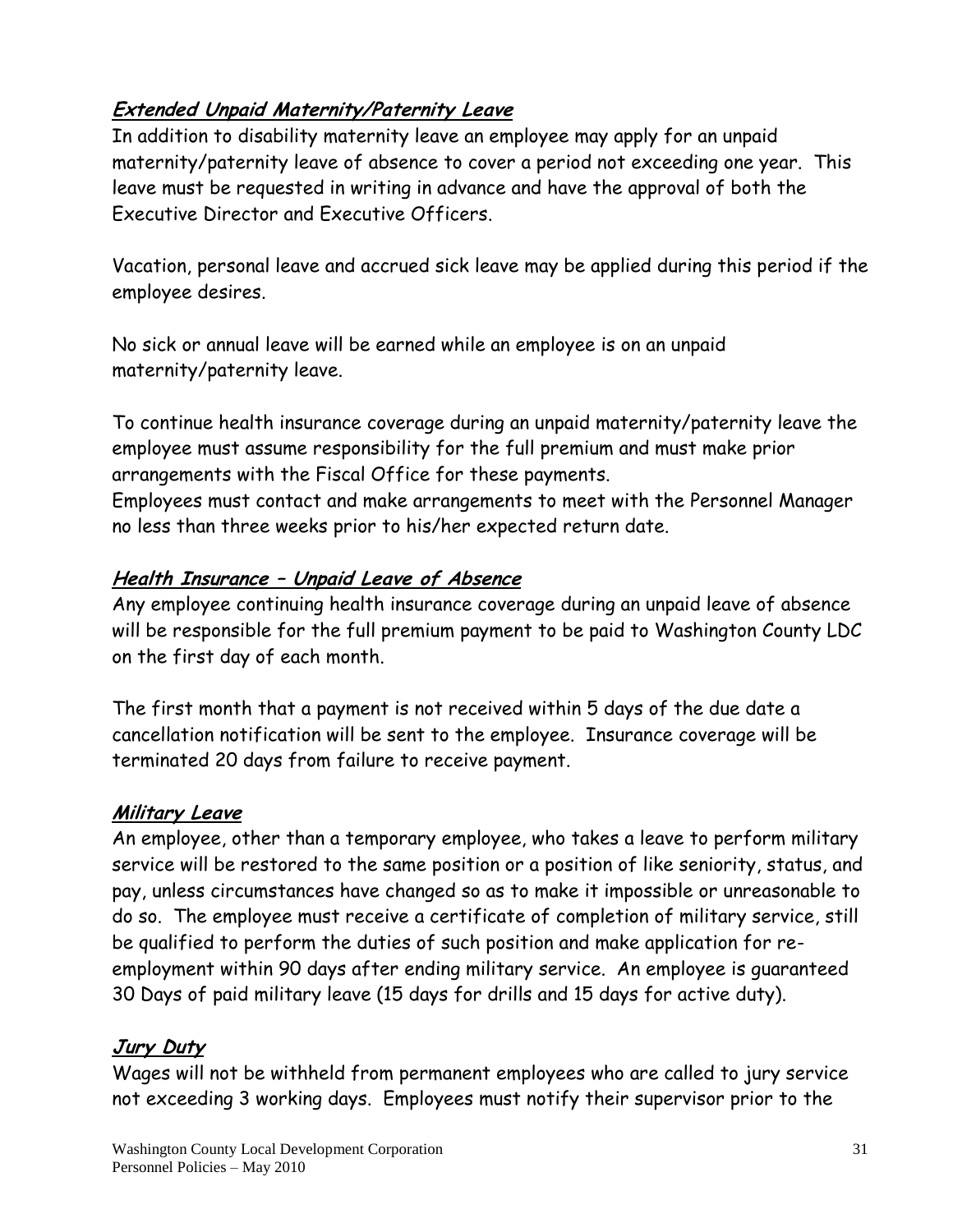## ***Extended Unpaid Maternity/Paternity Leave***

In addition to disability maternity leave an employee may apply for an unpaid maternity/paternity leave of absence to cover a period not exceeding one year. This leave must be requested in writing in advance and have the approval of both the Executive Director and Executive Officers.

Vacation, personal leave and accrued sick leave may be applied during this period if the employee desires.

No sick or annual leave will be earned while an employee is on an unpaid maternity/paternity leave.

To continue health insurance coverage during an unpaid maternity/paternity leave the employee must assume responsibility for the full premium and must make prior arrangements with the Fiscal Office for these payments.
Employees must contact and make arrangements to meet with the Personnel Manager no less than three weeks prior to his/her expected return date.

## ***Health Insurance – Unpaid Leave of Absence***

Any employee continuing health insurance coverage during an unpaid leave of absence will be responsible for the full premium payment to be paid to Washington County LDC on the first day of each month.

The first month that a payment is not received within 5 days of the due date a cancellation notification will be sent to the employee. Insurance coverage will be terminated 20 days from failure to receive payment.

## ***Military Leave***

An employee, other than a temporary employee, who takes a leave to perform military service will be restored to the same position or a position of like seniority, status, and pay, unless circumstances have changed so as to make it impossible or unreasonable to do so. The employee must receive a certificate of completion of military service, still be qualified to perform the duties of such position and make application for re-employment within 90 days after ending military service. An employee is guaranteed 30 Days of paid military leave (15 days for drills and 15 days for active duty).

## ***Jury Duty***

Wages will not be withheld from permanent employees who are called to jury service not exceeding 3 working days. Employees must notify their supervisor prior to the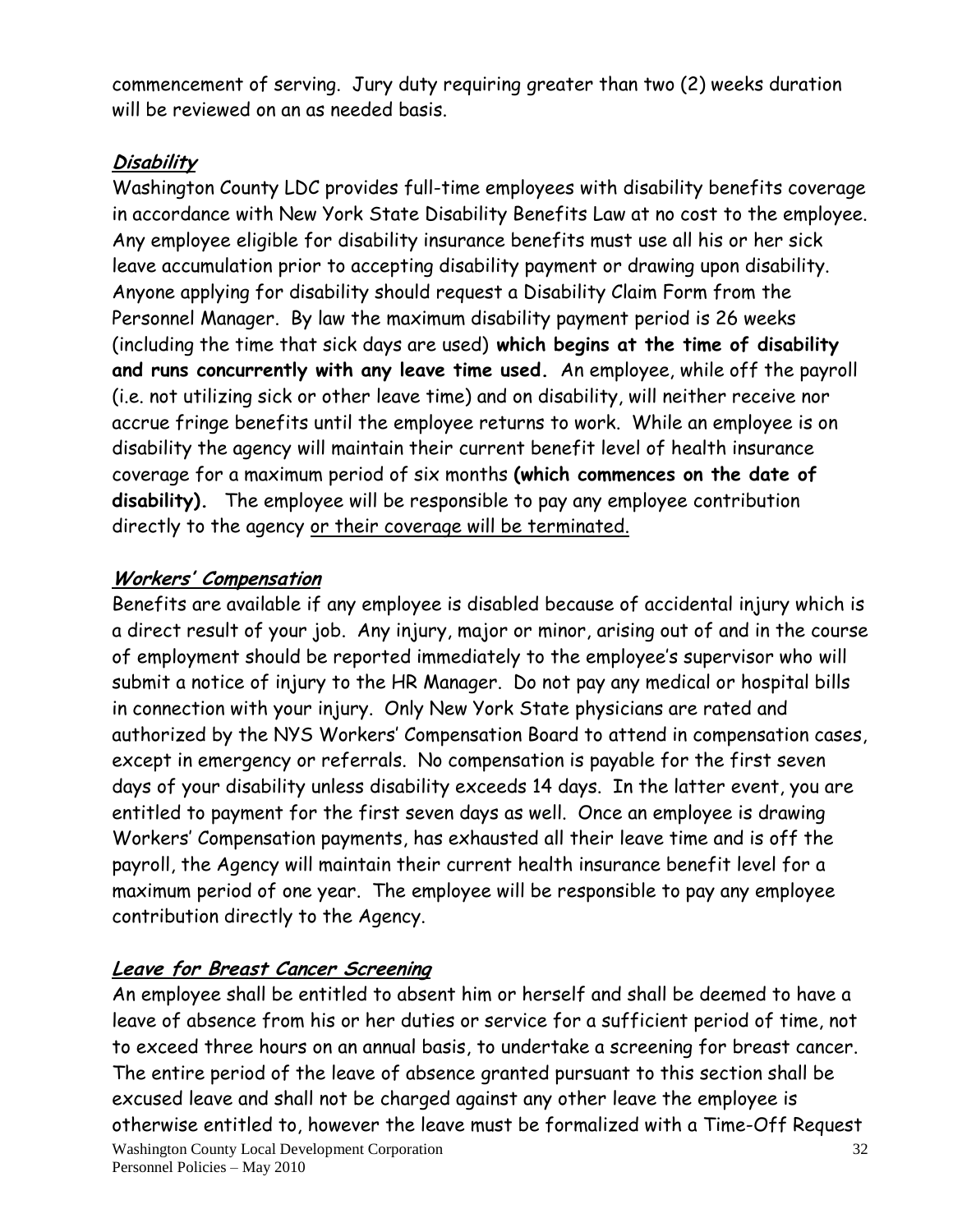commencement of serving. Jury duty requiring greater than two (2) weeks duration will be reviewed on an as needed basis.

### ***Disability***

Washington County LDC provides full-time employees with disability benefits coverage in accordance with New York State Disability Benefits Law at no cost to the employee. Any employee eligible for disability insurance benefits must use all his or her sick leave accumulation prior to accepting disability payment or drawing upon disability. Anyone applying for disability should request a Disability Claim Form from the Personnel Manager. By law the maximum disability payment period is 26 weeks (including the time that sick days are used) **which begins at the time of disability and runs concurrently with any leave time used.** An employee, while off the payroll (i.e. not utilizing sick or other leave time) and on disability, will neither receive nor accrue fringe benefits until the employee returns to work. While an employee is on disability the agency will maintain their current benefit level of health insurance coverage for a maximum period of six months **(which commences on the date of disability).** The employee will be responsible to pay any employee contribution directly to the agency <u>or their coverage will be terminated.</u>

### ***Workers' Compensation***

Benefits are available if any employee is disabled because of accidental injury which is a direct result of your job. Any injury, major or minor, arising out of and in the course of employment should be reported immediately to the employee's supervisor who will submit a notice of injury to the HR Manager. Do not pay any medical or hospital bills in connection with your injury. Only New York State physicians are rated and authorized by the NYS Workers' Compensation Board to attend in compensation cases, except in emergency or referrals. No compensation is payable for the first seven days of your disability unless disability exceeds 14 days. In the latter event, you are entitled to payment for the first seven days as well. Once an employee is drawing Workers' Compensation payments, has exhausted all their leave time and is off the payroll, the Agency will maintain their current health insurance benefit level for a maximum period of one year. The employee will be responsible to pay any employee contribution directly to the Agency.

### ***Leave for Breast Cancer Screening***

An employee shall be entitled to absent him or herself and shall be deemed to have a leave of absence from his or her duties or service for a sufficient period of time, not to exceed three hours on an annual basis, to undertake a screening for breast cancer. The entire period of the leave of absence granted pursuant to this section shall be excused leave and shall not be charged against any other leave the employee is otherwise entitled to, however the leave must be formalized with a Time-Off Request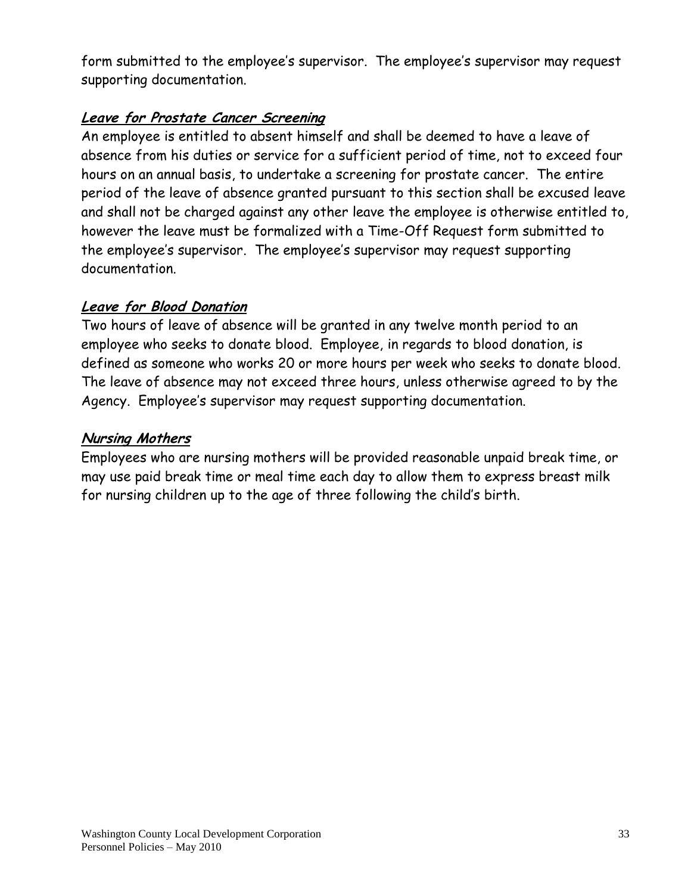form submitted to the employee's supervisor. The employee's supervisor may request supporting documentation.

### ***Leave for Prostate Cancer Screening***

An employee is entitled to absent himself and shall be deemed to have a leave of absence from his duties or service for a sufficient period of time, not to exceed four hours on an annual basis, to undertake a screening for prostate cancer. The entire period of the leave of absence granted pursuant to this section shall be excused leave and shall not be charged against any other leave the employee is otherwise entitled to, however the leave must be formalized with a Time-Off Request form submitted to the employee's supervisor. The employee's supervisor may request supporting documentation.

### ***Leave for Blood Donation***

Two hours of leave of absence will be granted in any twelve month period to an employee who seeks to donate blood. Employee, in regards to blood donation, is defined as someone who works 20 or more hours per week who seeks to donate blood. The leave of absence may not exceed three hours, unless otherwise agreed to by the Agency. Employee's supervisor may request supporting documentation.

### ***Nursing Mothers***

Employees who are nursing mothers will be provided reasonable unpaid break time, or may use paid break time or meal time each day to allow them to express breast milk for nursing children up to the age of three following the child's birth.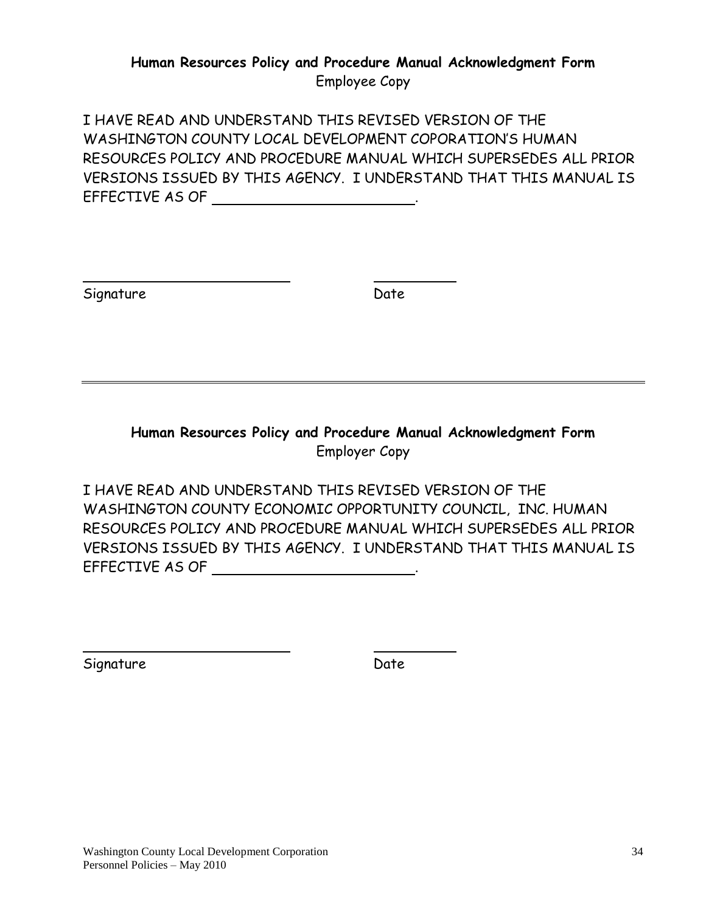**Human Resources Policy and Procedure Manual Acknowledgment Form**
Employee Copy

I HAVE READ AND UNDERSTAND THIS REVISED VERSION OF THE WASHINGTON COUNTY LOCAL DEVELOPMENT COPORATION'S HUMAN RESOURCES POLICY AND PROCEDURE MANUAL WHICH SUPERSEDES ALL PRIOR VERSIONS ISSUED BY THIS AGENCY. I UNDERSTAND THAT THIS MANUAL IS EFFECTIVE AS OF ________________________.

___________________________ ___________

Signature Date

---

**Human Resources Policy and Procedure Manual Acknowledgment Form**
Employer Copy

I HAVE READ AND UNDERSTAND THIS REVISED VERSION OF THE WASHINGTON COUNTY ECONOMIC OPPORTUNITY COUNCIL, INC. HUMAN RESOURCES POLICY AND PROCEDURE MANUAL WHICH SUPERSEDES ALL PRIOR VERSIONS ISSUED BY THIS AGENCY. I UNDERSTAND THAT THIS MANUAL IS EFFECTIVE AS OF ________________________.

___________________________ ___________

Signature Date